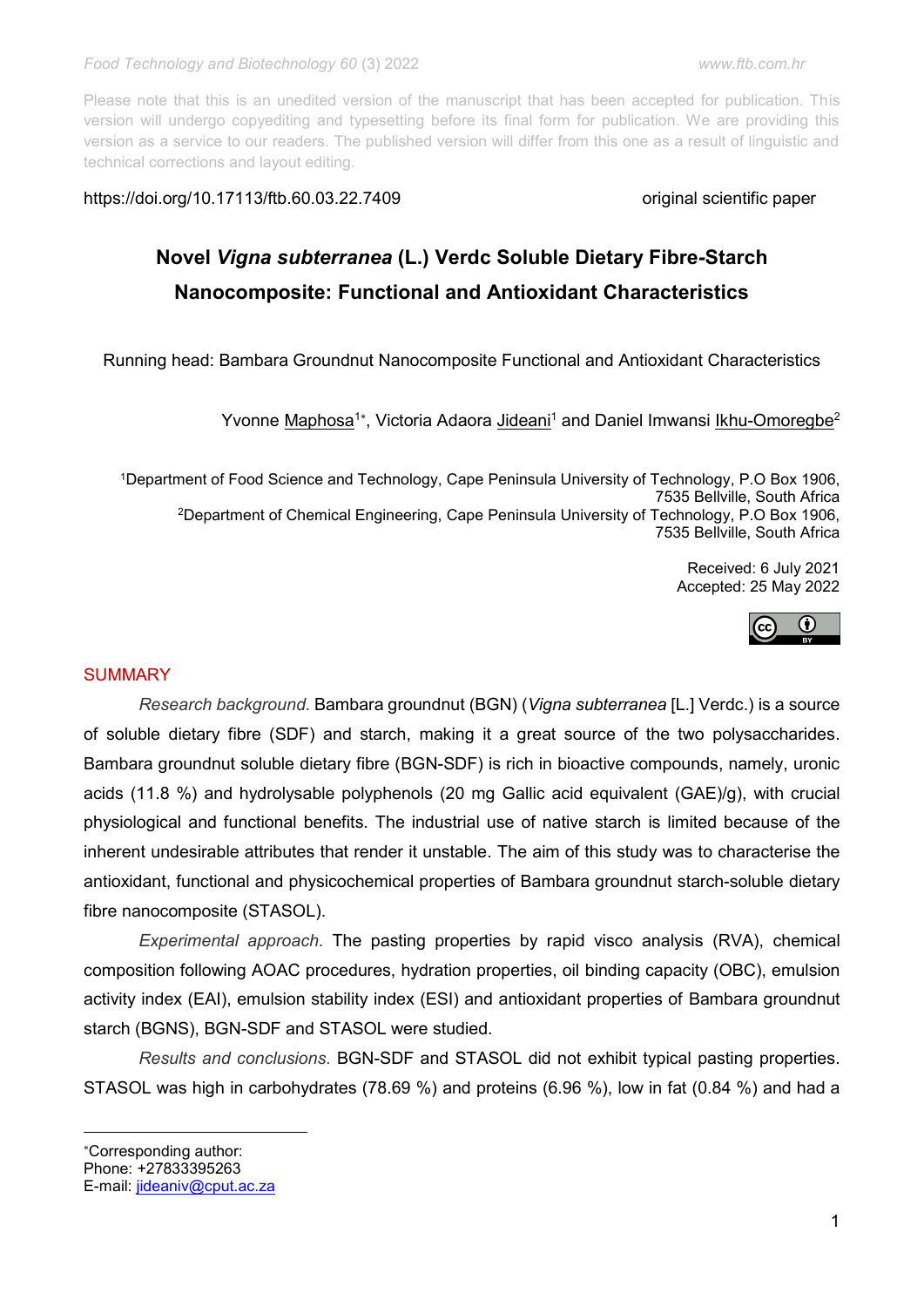Please note that this is an unedited version of the manuscript that has been accepted for publication. This version will undergo copyediting and typesetting before its final form for publication. We are providing this version as a service to our readers. The published version will differ from this one as a result of linguistic and technical corrections and layout editing.

https://doi.org/10.17113/ftb.60.03.22.7409 original scientific paper

# Novel *Vigna subterranea* (L.) Verdc Soluble Dietary Fibre-Starch Nanocomposite: Functional and Antioxidant Characteristics

Running head: Bambara Groundnut Nanocomposite Functional and Antioxidant Characteristics

Yvonne Maphosa[1*], Victoria Adaora Jideani[1] and Daniel Imwansi Ikhu-Omoregbe[2]

[1]Department of Food Science and Technology, Cape Peninsula University of Technology, P.O Box 1906, 7535 Bellville, South Africa
[2]Department of Chemical Engineering, Cape Peninsula University of Technology, P.O Box 1906, 7535 Bellville, South Africa

Received: 6 July 2021
Accepted: 25 May 2022

## SUMMARY

*Research background.* Bambara groundnut (BGN) (*Vigna subterranea* [L.] Verdc.) is a source of soluble dietary fibre (SDF) and starch, making it a great source of the two polysaccharides. Bambara groundnut soluble dietary fibre (BGN-SDF) is rich in bioactive compounds, namely, uronic acids (11.8 %) and hydrolysable polyphenols (20 mg Gallic acid equivalent (GAE)/g), with crucial physiological and functional benefits. The industrial use of native starch is limited because of the inherent undesirable attributes that render it unstable. The aim of this study was to characterise the antioxidant, functional and physicochemical properties of Bambara groundnut starch-soluble dietary fibre nanocomposite (STASOL).

*Experimental approach.* The pasting properties by rapid visco analysis (RVA), chemical composition following AOAC procedures, hydration properties, oil binding capacity (OBC), emulsion activity index (EAI), emulsion stability index (ESI) and antioxidant properties of Bambara groundnut starch (BGNS), BGN-SDF and STASOL were studied.

*Results and conclusions.* BGN-SDF and STASOL did not exhibit typical pasting properties. STASOL was high in carbohydrates (78.69 %) and proteins (6.96 %), low in fat (0.84 %) and had a

---

*Corresponding author:
Phone: +27833395263
E-mail: jideaniv@cput.ac.za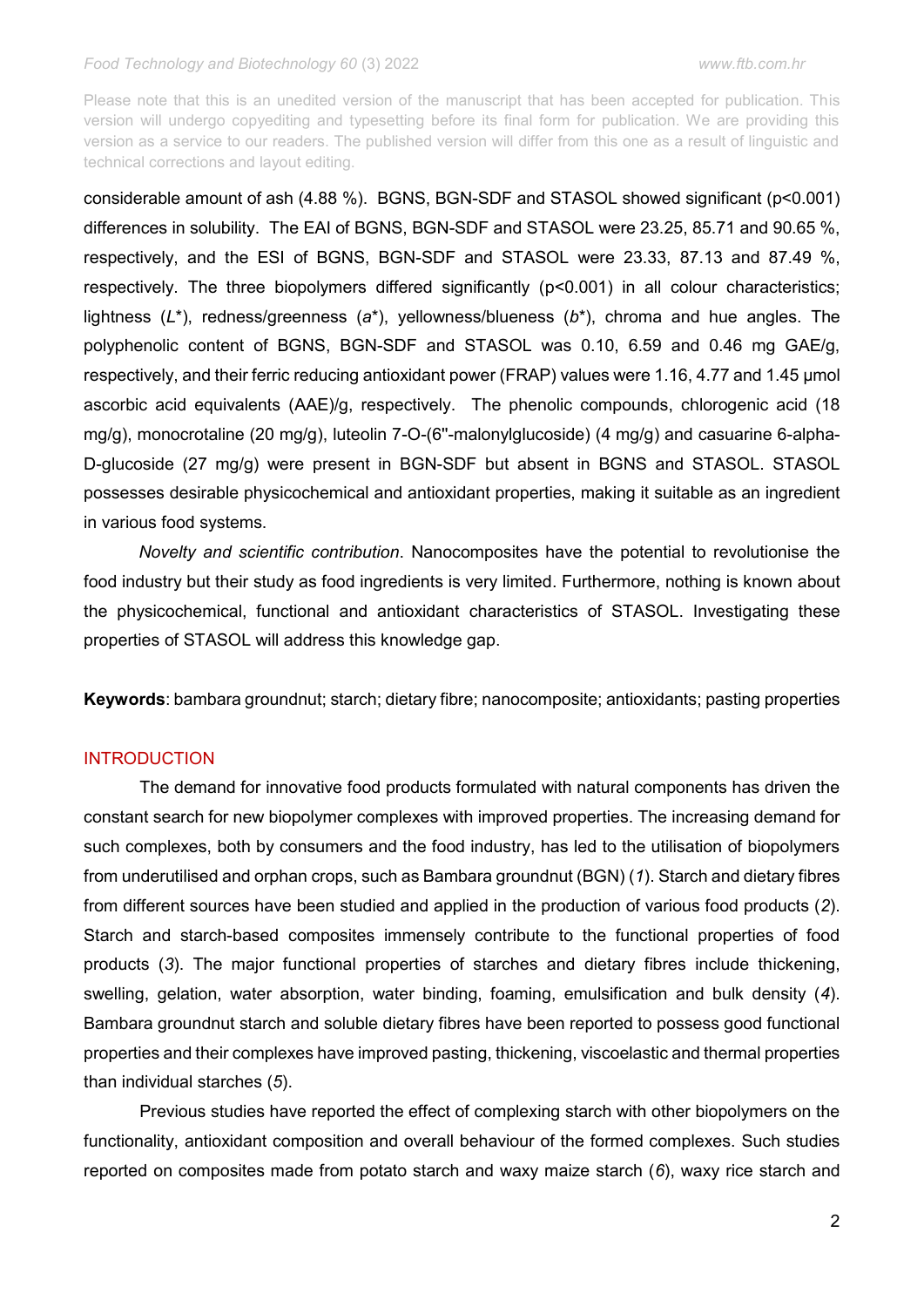Please note that this is an unedited version of the manuscript that has been accepted for publication. This version will undergo copyediting and typesetting before its final form for publication. We are providing this version as a service to our readers. The published version will differ from this one as a result of linguistic and technical corrections and layout editing.

considerable amount of ash (4.88 %). BGNS, BGN-SDF and STASOL showed significant ($p<0.001$) differences in solubility. The EAI of BGNS, BGN-SDF and STASOL were 23.25, 85.71 and 90.65 %, respectively, and the ESI of BGNS, BGN-SDF and STASOL were 23.33, 87.13 and 87.49 %, respectively. The three biopolymers differed significantly ($p<0.001$) in all colour characteristics; lightness ($L^*$), redness/greenness ($a^*$), yellowness/blueness ($b^*$), chroma and hue angles. The polyphenolic content of BGNS, BGN-SDF and STASOL was 0.10, 6.59 and 0.46 mg GAE/g, respectively, and their ferric reducing antioxidant power (FRAP) values were 1.16, 4.77 and 1.45 µmol ascorbic acid equivalents (AAE)/g, respectively. The phenolic compounds, chlorogenic acid (18 mg/g), monocrotaline (20 mg/g), luteolin 7-O-(6''-malonylglucoside) (4 mg/g) and casuarine 6-alpha-D-glucoside (27 mg/g) were present in BGN-SDF but absent in BGNS and STASOL. STASOL possesses desirable physicochemical and antioxidant properties, making it suitable as an ingredient in various food systems.

*Novelty and scientific contribution*. Nanocomposites have the potential to revolutionise the food industry but their study as food ingredients is very limited. Furthermore, nothing is known about the physicochemical, functional and antioxidant characteristics of STASOL. Investigating these properties of STASOL will address this knowledge gap.

**Keywords**: bambara groundnut; starch; dietary fibre; nanocomposite; antioxidants; pasting properties

## INTRODUCTION

The demand for innovative food products formulated with natural components has driven the constant search for new biopolymer complexes with improved properties. The increasing demand for such complexes, both by consumers and the food industry, has led to the utilisation of biopolymers from underutilised and orphan crops, such as Bambara groundnut (BGN) (*1*). Starch and dietary fibres from different sources have been studied and applied in the production of various food products (*2*). Starch and starch-based composites immensely contribute to the functional properties of food products (*3*). The major functional properties of starches and dietary fibres include thickening, swelling, gelation, water absorption, water binding, foaming, emulsification and bulk density (*4*). Bambara groundnut starch and soluble dietary fibres have been reported to possess good functional properties and their complexes have improved pasting, thickening, viscoelastic and thermal properties than individual starches (*5*).

Previous studies have reported the effect of complexing starch with other biopolymers on the functionality, antioxidant composition and overall behaviour of the formed complexes. Such studies reported on composites made from potato starch and waxy maize starch (*6*), waxy rice starch and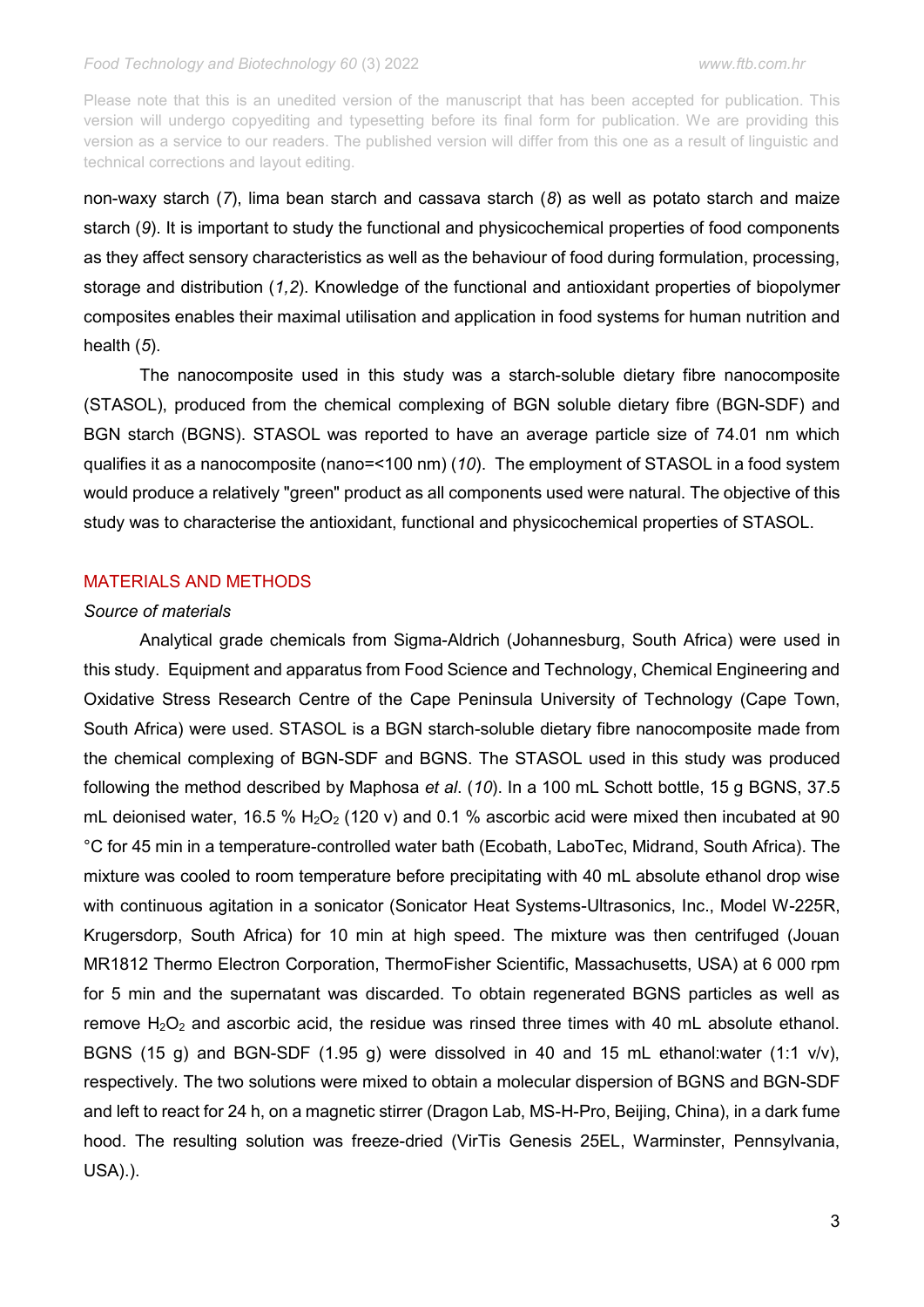non-waxy starch (*7*), lima bean starch and cassava starch (*8*) as well as potato starch and maize starch (*9*). It is important to study the functional and physicochemical properties of food components as they affect sensory characteristics as well as the behaviour of food during formulation, processing, storage and distribution (*1,2*). Knowledge of the functional and antioxidant properties of biopolymer composites enables their maximal utilisation and application in food systems for human nutrition and health (*5*).

The nanocomposite used in this study was a starch-soluble dietary fibre nanocomposite (STASOL), produced from the chemical complexing of BGN soluble dietary fibre (BGN-SDF) and BGN starch (BGNS). STASOL was reported to have an average particle size of 74.01 nm which qualifies it as a nanocomposite (nano=<100 nm) (*10*). The employment of STASOL in a food system would produce a relatively "green" product as all components used were natural. The objective of this study was to characterise the antioxidant, functional and physicochemical properties of STASOL.

## MATERIALS AND METHODS

### *Source of materials*

Analytical grade chemicals from Sigma-Aldrich (Johannesburg, South Africa) were used in this study. Equipment and apparatus from Food Science and Technology, Chemical Engineering and Oxidative Stress Research Centre of the Cape Peninsula University of Technology (Cape Town, South Africa) were used. STASOL is a BGN starch-soluble dietary fibre nanocomposite made from the chemical complexing of BGN-SDF and BGNS. The STASOL used in this study was produced following the method described by Maphosa *et al*. (*10*). In a 100 mL Schott bottle, 15 g BGNS, 37.5 mL deionised water, 16.5 % $H_2O_2$ (120 v) and 0.1 % ascorbic acid were mixed then incubated at 90 °C for 45 min in a temperature-controlled water bath (Ecobath, LaboTec, Midrand, South Africa). The mixture was cooled to room temperature before precipitating with 40 mL absolute ethanol drop wise with continuous agitation in a sonicator (Sonicator Heat Systems-Ultrasonics, Inc., Model W-225R, Krugersdorp, South Africa) for 10 min at high speed. The mixture was then centrifuged (Jouan MR1812 Thermo Electron Corporation, ThermoFisher Scientific, Massachusetts, USA) at 6 000 rpm for 5 min and the supernatant was discarded. To obtain regenerated BGNS particles as well as remove $H_2O_2$ and ascorbic acid, the residue was rinsed three times with 40 mL absolute ethanol. BGNS (15 g) and BGN-SDF (1.95 g) were dissolved in 40 and 15 mL ethanol:water (1:1 v/v), respectively. The two solutions were mixed to obtain a molecular dispersion of BGNS and BGN-SDF and left to react for 24 h, on a magnetic stirrer (Dragon Lab, MS-H-Pro, Beijing, China), in a dark fume hood. The resulting solution was freeze-dried (VirTis Genesis 25EL, Warminster, Pennsylvania, USA).).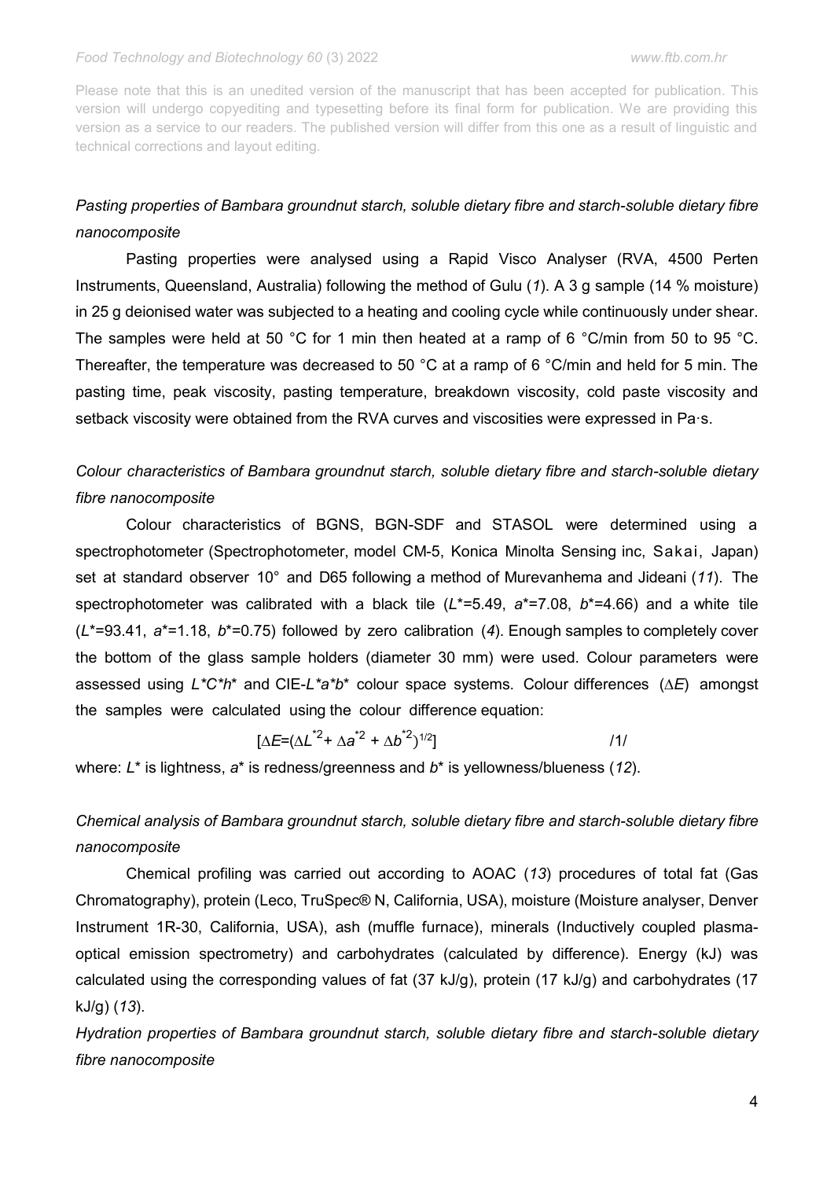Please note that this is an unedited version of the manuscript that has been accepted for publication. This version will undergo copyediting and typesetting before its final form for publication. We are providing this version as a service to our readers. The published version will differ from this one as a result of linguistic and technical corrections and layout editing.

*Pasting properties of Bambara groundnut starch, soluble dietary fibre and starch-soluble dietary fibre nanocomposite*

Pasting properties were analysed using a Rapid Visco Analyser (RVA, 4500 Perten Instruments, Queensland, Australia) following the method of Gulu (*1*). A 3 g sample (14 % moisture) in 25 g deionised water was subjected to a heating and cooling cycle while continuously under shear. The samples were held at 50 °C for 1 min then heated at a ramp of 6 °C/min from 50 to 95 °C. Thereafter, the temperature was decreased to 50 °C at a ramp of 6 °C/min and held for 5 min. The pasting time, peak viscosity, pasting temperature, breakdown viscosity, cold paste viscosity and setback viscosity were obtained from the RVA curves and viscosities were expressed in Pa·s.

*Colour characteristics of Bambara groundnut starch, soluble dietary fibre and starch-soluble dietary fibre nanocomposite*

Colour characteristics of BGNS, BGN-SDF and STASOL were determined using a spectrophotometer (Spectrophotometer, model CM-5, Konica Minolta Sensing inc, Sakai, Japan) set at standard observer 10° and D65 following a method of Murevanhema and Jideani (*11*). The spectrophotometer was calibrated with a black tile ($L^*$=5.49, $a^*$=7.08, $b^*$=4.66) and a white tile ($L^*$=93.41, $a^*$=1.18, $b^*$=0.75) followed by zero calibration (*4*). Enough samples to completely cover the bottom of the glass sample holders (diameter 30 mm) were used. Colour parameters were assessed using $L^*C^*h^*$ and CIE-$L^*a^*b^*$ colour space systems. Colour differences ($\Delta E$) amongst the samples were calculated using the colour difference equation:

$$[\Delta E=(\Delta L^{*2}+\Delta a^{*2}+\Delta b^{*2})^{1/2}] \qquad /1/$$

where: $L^*$ is lightness, $a^*$ is redness/greenness and $b^*$ is yellowness/blueness (*12*).

*Chemical analysis of Bambara groundnut starch, soluble dietary fibre and starch-soluble dietary fibre nanocomposite*

Chemical profiling was carried out according to AOAC (*13*) procedures of total fat (Gas Chromatography), protein (Leco, TruSpec® N, California, USA), moisture (Moisture analyser, Denver Instrument 1R-30, California, USA), ash (muffle furnace), minerals (Inductively coupled plasma-optical emission spectrometry) and carbohydrates (calculated by difference). Energy (kJ) was calculated using the corresponding values of fat (37 kJ/g), protein (17 kJ/g) and carbohydrates (17 kJ/g) (*13*).

*Hydration properties of Bambara groundnut starch, soluble dietary fibre and starch-soluble dietary fibre nanocomposite*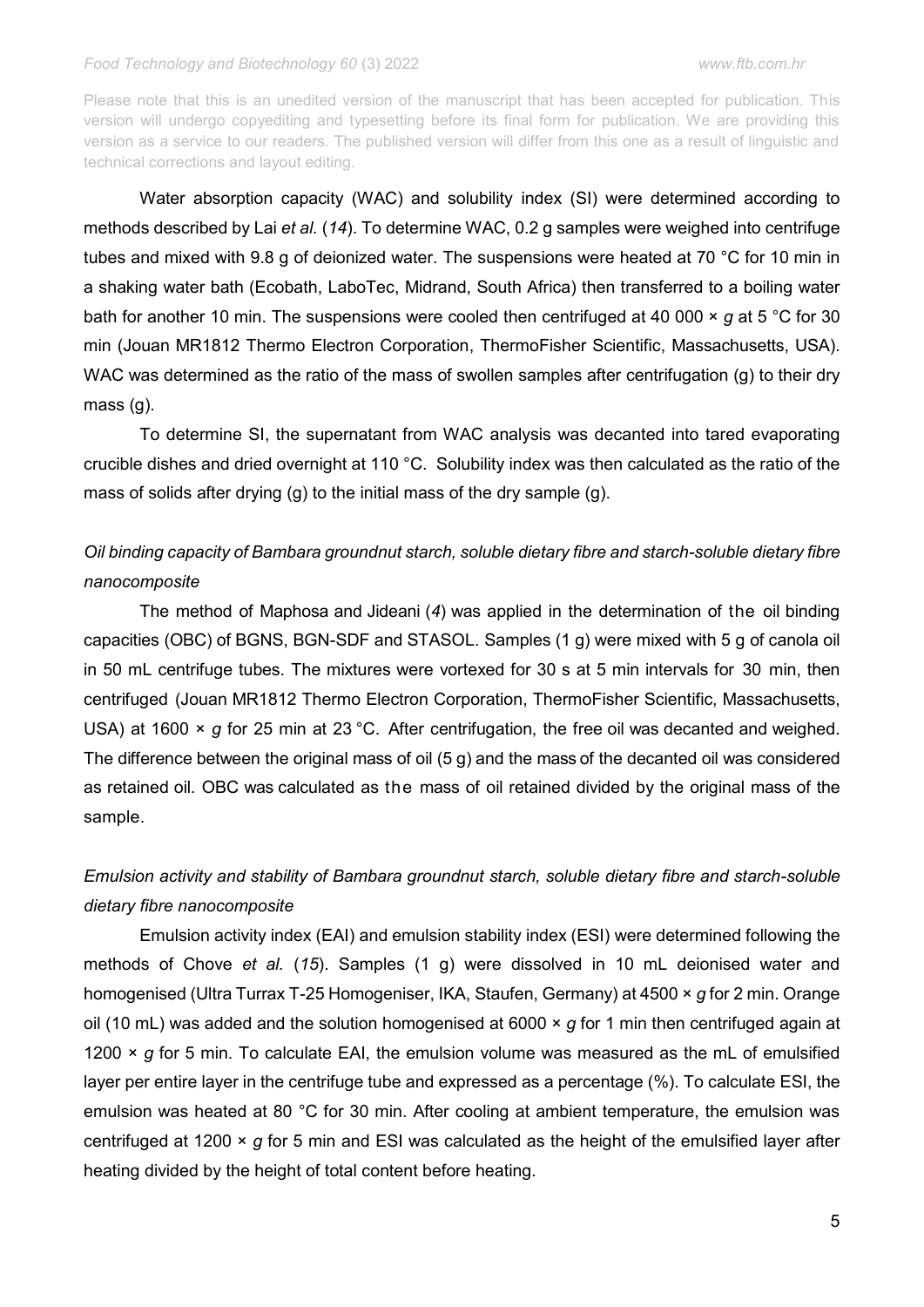Please note that this is an unedited version of the manuscript that has been accepted for publication. This version will undergo copyediting and typesetting before its final form for publication. We are providing this version as a service to our readers. The published version will differ from this one as a result of linguistic and technical corrections and layout editing.

Water absorption capacity (WAC) and solubility index (SI) were determined according to methods described by Lai *et al.* (*14*). To determine WAC, 0.2 g samples were weighed into centrifuge tubes and mixed with 9.8 g of deionized water. The suspensions were heated at 70 °C for 10 min in a shaking water bath (Ecobath, LaboTec, Midrand, South Africa) then transferred to a boiling water bath for another 10 min. The suspensions were cooled then centrifuged at 40 000 × *g* at 5 °C for 30 min (Jouan MR1812 Thermo Electron Corporation, ThermoFisher Scientific, Massachusetts, USA). WAC was determined as the ratio of the mass of swollen samples after centrifugation (g) to their dry mass (g).

To determine SI, the supernatant from WAC analysis was decanted into tared evaporating crucible dishes and dried overnight at 110 °C. Solubility index was then calculated as the ratio of the mass of solids after drying (g) to the initial mass of the dry sample (g).

*Oil binding capacity of Bambara groundnut starch, soluble dietary fibre and starch-soluble dietary fibre nanocomposite*

The method of Maphosa and Jideani (*4*) was applied in the determination of the oil binding capacities (OBC) of BGNS, BGN-SDF and STASOL. Samples (1 g) were mixed with 5 g of canola oil in 50 mL centrifuge tubes. The mixtures were vortexed for 30 s at 5 min intervals for 30 min, then centrifuged (Jouan MR1812 Thermo Electron Corporation, ThermoFisher Scientific, Massachusetts, USA) at 1600 × *g* for 25 min at 23 °C. After centrifugation, the free oil was decanted and weighed. The difference between the original mass of oil (5 g) and the mass of the decanted oil was considered as retained oil. OBC was calculated as the mass of oil retained divided by the original mass of the sample.

*Emulsion activity and stability of Bambara groundnut starch, soluble dietary fibre and starch-soluble dietary fibre nanocomposite*

Emulsion activity index (EAI) and emulsion stability index (ESI) were determined following the methods of Chove *et al.* (*15*). Samples (1 g) were dissolved in 10 mL deionised water and homogenised (Ultra Turrax T-25 Homogeniser, IKA, Staufen, Germany) at 4500 × *g* for 2 min. Orange oil (10 mL) was added and the solution homogenised at 6000 × *g* for 1 min then centrifuged again at 1200 × *g* for 5 min. To calculate EAI, the emulsion volume was measured as the mL of emulsified layer per entire layer in the centrifuge tube and expressed as a percentage (%). To calculate ESI, the emulsion was heated at 80 °C for 30 min. After cooling at ambient temperature, the emulsion was centrifuged at 1200 × *g* for 5 min and ESI was calculated as the height of the emulsified layer after heating divided by the height of total content before heating.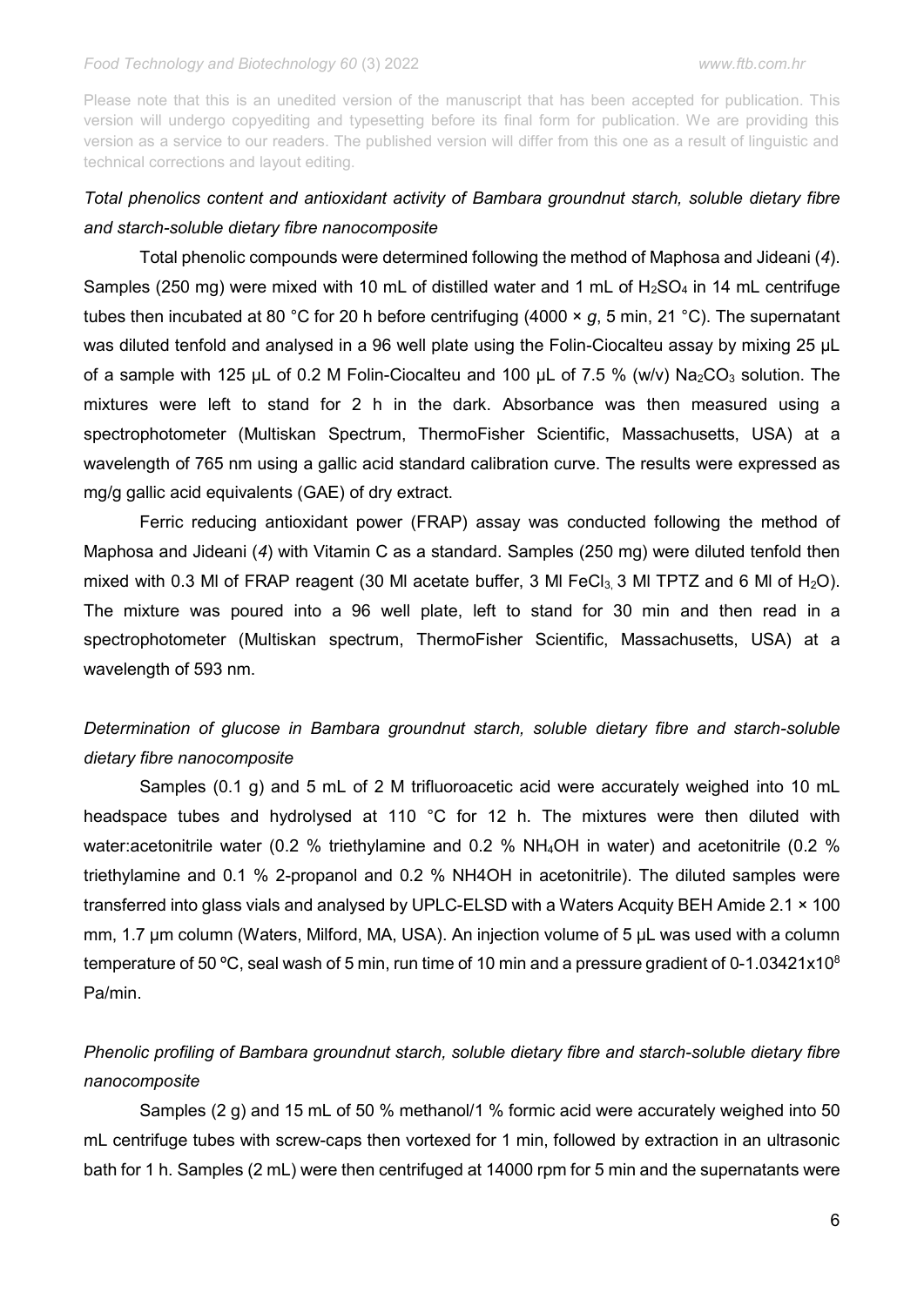Please note that this is an unedited version of the manuscript that has been accepted for publication. This version will undergo copyediting and typesetting before its final form for publication. We are providing this version as a service to our readers. The published version will differ from this one as a result of linguistic and technical corrections and layout editing.

*Total phenolics content and antioxidant activity of Bambara groundnut starch, soluble dietary fibre and starch-soluble dietary fibre nanocomposite*

Total phenolic compounds were determined following the method of Maphosa and Jideani (*4*). Samples (250 mg) were mixed with 10 mL of distilled water and 1 mL of $H_2SO_4$ in 14 mL centrifuge tubes then incubated at 80 °C for 20 h before centrifuging (4000 × *g*, 5 min, 21 °C). The supernatant was diluted tenfold and analysed in a 96 well plate using the Folin-Ciocalteu assay by mixing 25 µL of a sample with 125 µL of 0.2 M Folin-Ciocalteu and 100 µL of 7.5 % (w/v) $Na_2CO_3$ solution. The mixtures were left to stand for 2 h in the dark. Absorbance was then measured using a spectrophotometer (Multiskan Spectrum, ThermoFisher Scientific, Massachusetts, USA) at a wavelength of 765 nm using a gallic acid standard calibration curve. The results were expressed as mg/g gallic acid equivalents (GAE) of dry extract.

Ferric reducing antioxidant power (FRAP) assay was conducted following the method of Maphosa and Jideani (*4*) with Vitamin C as a standard. Samples (250 mg) were diluted tenfold then mixed with 0.3 Ml of FRAP reagent (30 Ml acetate buffer, 3 Ml $FeCl_3$, 3 Ml TPTZ and 6 Ml of $H_2O$). The mixture was poured into a 96 well plate, left to stand for 30 min and then read in a spectrophotometer (Multiskan spectrum, ThermoFisher Scientific, Massachusetts, USA) at a wavelength of 593 nm.

*Determination of glucose in Bambara groundnut starch, soluble dietary fibre and starch-soluble dietary fibre nanocomposite*

Samples (0.1 g) and 5 mL of 2 M trifluoroacetic acid were accurately weighed into 10 mL headspace tubes and hydrolysed at 110 °C for 12 h. The mixtures were then diluted with water:acetonitrile water (0.2 % triethylamine and 0.2 % $NH_4OH$ in water) and acetonitrile (0.2 % triethylamine and 0.1 % 2-propanol and 0.2 % NH4OH in acetonitrile). The diluted samples were transferred into glass vials and analysed by UPLC-ELSD with a Waters Acquity BEH Amide 2.1 × 100 mm, 1.7 µm column (Waters, Milford, MA, USA). An injection volume of 5 µL was used with a column temperature of 50 ºC, seal wash of 5 min, run time of 10 min and a pressure gradient of 0-1.03421x$10^8$ Pa/min.

*Phenolic profiling of Bambara groundnut starch, soluble dietary fibre and starch-soluble dietary fibre nanocomposite*

Samples (2 g) and 15 mL of 50 % methanol/1 % formic acid were accurately weighed into 50 mL centrifuge tubes with screw-caps then vortexed for 1 min, followed by extraction in an ultrasonic bath for 1 h. Samples (2 mL) were then centrifuged at 14000 rpm for 5 min and the supernatants were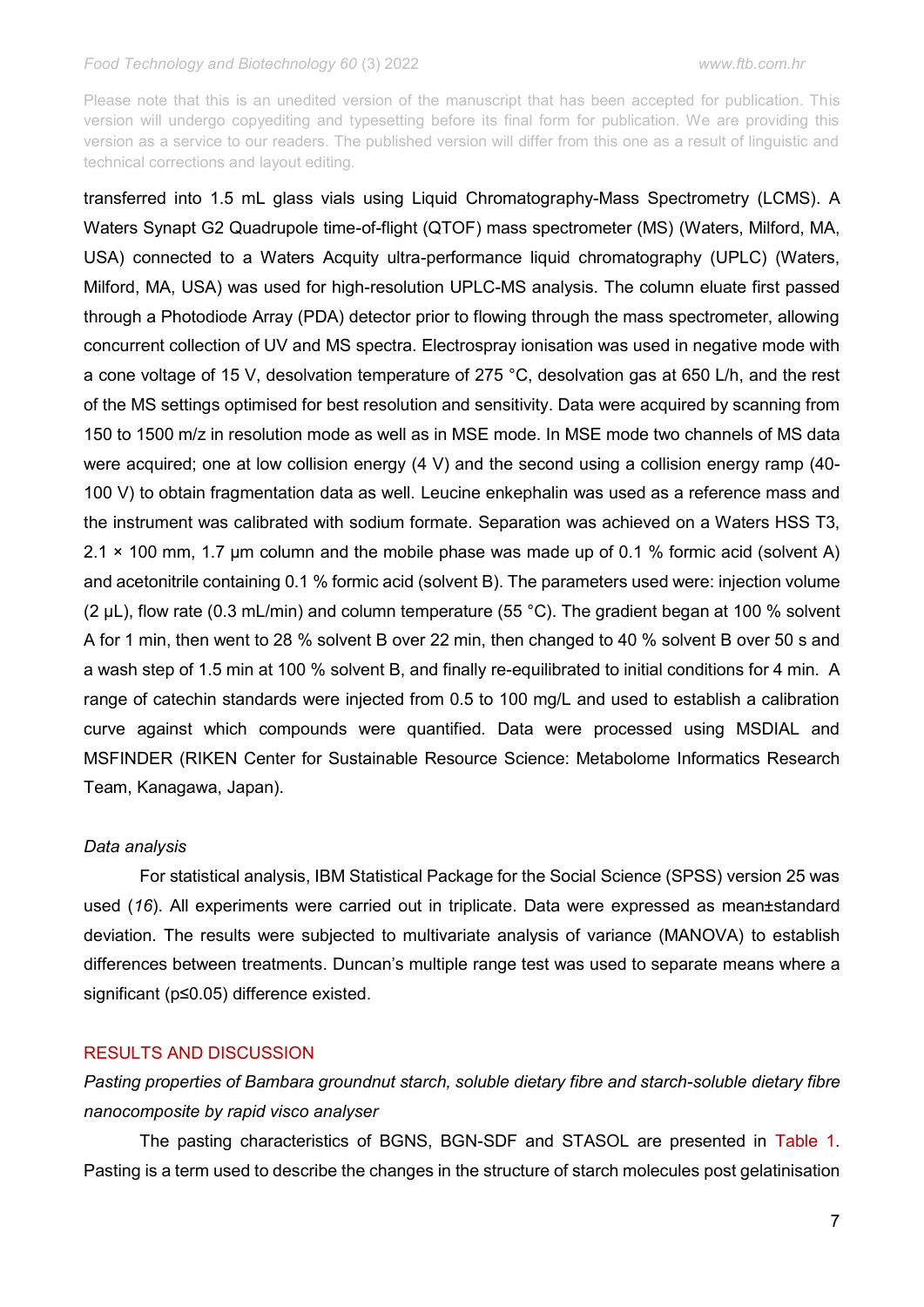transferred into 1.5 mL glass vials using Liquid Chromatography-Mass Spectrometry (LCMS). A Waters Synapt G2 Quadrupole time-of-flight (QTOF) mass spectrometer (MS) (Waters, Milford, MA, USA) connected to a Waters Acquity ultra-performance liquid chromatography (UPLC) (Waters, Milford, MA, USA) was used for high-resolution UPLC-MS analysis. The column eluate first passed through a Photodiode Array (PDA) detector prior to flowing through the mass spectrometer, allowing concurrent collection of UV and MS spectra. Electrospray ionisation was used in negative mode with a cone voltage of 15 V, desolvation temperature of 275 °C, desolvation gas at 650 L/h, and the rest of the MS settings optimised for best resolution and sensitivity. Data were acquired by scanning from 150 to 1500 m/z in resolution mode as well as in MSE mode. In MSE mode two channels of MS data were acquired; one at low collision energy (4 V) and the second using a collision energy ramp (40-100 V) to obtain fragmentation data as well. Leucine enkephalin was used as a reference mass and the instrument was calibrated with sodium formate. Separation was achieved on a Waters HSS T3, 2.1 × 100 mm, 1.7 µm column and the mobile phase was made up of 0.1 % formic acid (solvent A) and acetonitrile containing 0.1 % formic acid (solvent B). The parameters used were: injection volume (2 µL), flow rate (0.3 mL/min) and column temperature (55 °C). The gradient began at 100 % solvent A for 1 min, then went to 28 % solvent B over 22 min, then changed to 40 % solvent B over 50 s and a wash step of 1.5 min at 100 % solvent B, and finally re-equilibrated to initial conditions for 4 min. A range of catechin standards were injected from 0.5 to 100 mg/L and used to establish a calibration curve against which compounds were quantified. Data were processed using MSDIAL and MSFINDER (RIKEN Center for Sustainable Resource Science: Metabolome Informatics Research Team, Kanagawa, Japan).

*Data analysis*

For statistical analysis, IBM Statistical Package for the Social Science (SPSS) version 25 was used (*16*). All experiments were carried out in triplicate. Data were expressed as mean±standard deviation. The results were subjected to multivariate analysis of variance (MANOVA) to establish differences between treatments. Duncan's multiple range test was used to separate means where a significant ($p \leq 0.05$) difference existed.

## RESULTS AND DISCUSSION

*Pasting properties of Bambara groundnut starch, soluble dietary fibre and starch-soluble dietary fibre nanocomposite by rapid visco analyser*

The pasting characteristics of BGNS, BGN-SDF and STASOL are presented in Table 1. Pasting is a term used to describe the changes in the structure of starch molecules post gelatinisation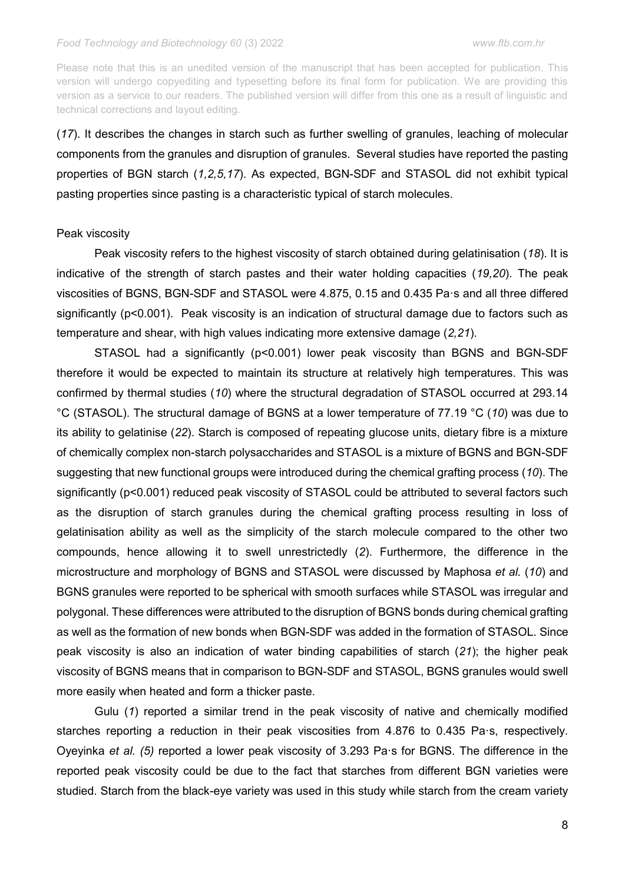(*17*). It describes the changes in starch such as further swelling of granules, leaching of molecular components from the granules and disruption of granules. Several studies have reported the pasting properties of BGN starch (*1,2,5,17*). As expected, BGN-SDF and STASOL did not exhibit typical pasting properties since pasting is a characteristic typical of starch molecules.

### Peak viscosity

Peak viscosity refers to the highest viscosity of starch obtained during gelatinisation (*18*). It is indicative of the strength of starch pastes and their water holding capacities (*19,20*). The peak viscosities of BGNS, BGN-SDF and STASOL were 4.875, 0.15 and 0.435 Pa·s and all three differed significantly ($p<0.001$). Peak viscosity is an indication of structural damage due to factors such as temperature and shear, with high values indicating more extensive damage (*2,21*).

STASOL had a significantly ($p<0.001$) lower peak viscosity than BGNS and BGN-SDF therefore it would be expected to maintain its structure at relatively high temperatures. This was confirmed by thermal studies (*10*) where the structural degradation of STASOL occurred at 293.14 °C (STASOL). The structural damage of BGNS at a lower temperature of 77.19 °C (*10*) was due to its ability to gelatinise (*22*). Starch is composed of repeating glucose units, dietary fibre is a mixture of chemically complex non-starch polysaccharides and STASOL is a mixture of BGNS and BGN-SDF suggesting that new functional groups were introduced during the chemical grafting process (*10*). The significantly ($p<0.001$) reduced peak viscosity of STASOL could be attributed to several factors such as the disruption of starch granules during the chemical grafting process resulting in loss of gelatinisation ability as well as the simplicity of the starch molecule compared to the other two compounds, hence allowing it to swell unrestrictedly (*2*). Furthermore, the difference in the microstructure and morphology of BGNS and STASOL were discussed by Maphosa *et al.* (*10*) and BGNS granules were reported to be spherical with smooth surfaces while STASOL was irregular and polygonal. These differences were attributed to the disruption of BGNS bonds during chemical grafting as well as the formation of new bonds when BGN-SDF was added in the formation of STASOL. Since peak viscosity is also an indication of water binding capabilities of starch (*21*); the higher peak viscosity of BGNS means that in comparison to BGN-SDF and STASOL, BGNS granules would swell more easily when heated and form a thicker paste.

Gulu (*1*) reported a similar trend in the peak viscosity of native and chemically modified starches reporting a reduction in their peak viscosities from 4.876 to 0.435 Pa·s, respectively. Oyeyinka *et al. (5)* reported a lower peak viscosity of 3.293 Pa·s for BGNS. The difference in the reported peak viscosity could be due to the fact that starches from different BGN varieties were studied. Starch from the black-eye variety was used in this study while starch from the cream variety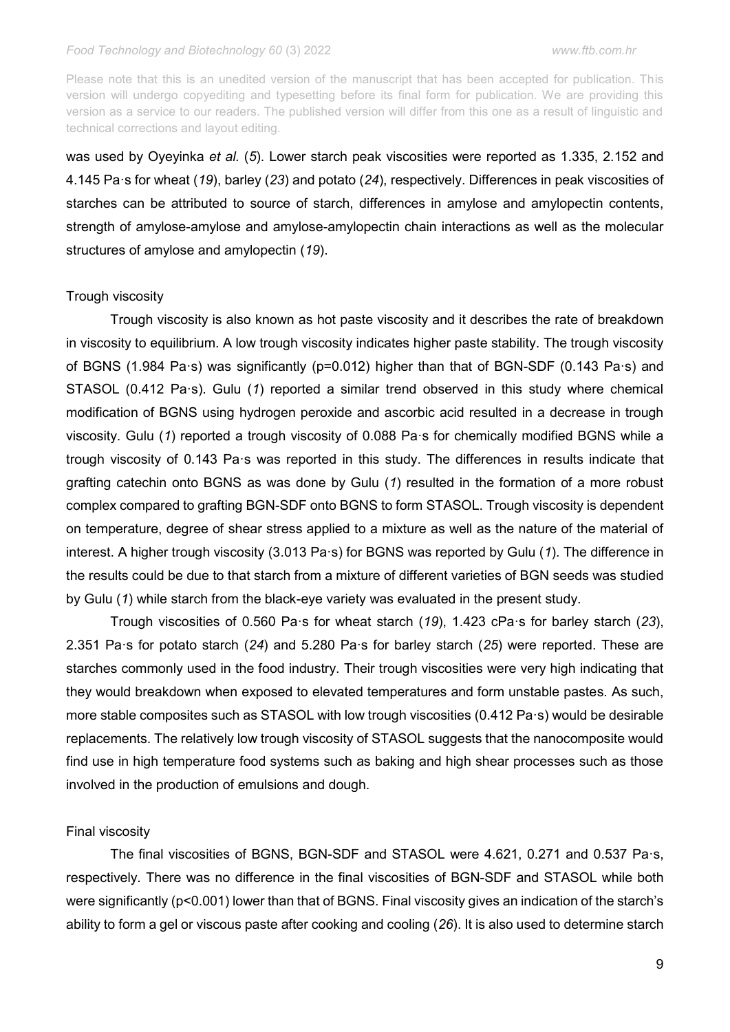Please note that this is an unedited version of the manuscript that has been accepted for publication. This version will undergo copyediting and typesetting before its final form for publication. We are providing this version as a service to our readers. The published version will differ from this one as a result of linguistic and technical corrections and layout editing.

was used by Oyeyinka *et al.* (*5*). Lower starch peak viscosities were reported as 1.335, 2.152 and 4.145 Pa·s for wheat (*19*), barley (*23*) and potato (*24*), respectively. Differences in peak viscosities of starches can be attributed to source of starch, differences in amylose and amylopectin contents, strength of amylose-amylose and amylose-amylopectin chain interactions as well as the molecular structures of amylose and amylopectin (*19*).

Trough viscosity

Trough viscosity is also known as hot paste viscosity and it describes the rate of breakdown in viscosity to equilibrium. A low trough viscosity indicates higher paste stability. The trough viscosity of BGNS (1.984 Pa·s) was significantly ($p=0.012$) higher than that of BGN-SDF (0.143 Pa·s) and STASOL (0.412 Pa·s). Gulu (*1*) reported a similar trend observed in this study where chemical modification of BGNS using hydrogen peroxide and ascorbic acid resulted in a decrease in trough viscosity. Gulu (*1*) reported a trough viscosity of 0.088 Pa·s for chemically modified BGNS while a trough viscosity of 0.143 Pa·s was reported in this study. The differences in results indicate that grafting catechin onto BGNS as was done by Gulu (*1*) resulted in the formation of a more robust complex compared to grafting BGN-SDF onto BGNS to form STASOL. Trough viscosity is dependent on temperature, degree of shear stress applied to a mixture as well as the nature of the material of interest. A higher trough viscosity (3.013 Pa·s) for BGNS was reported by Gulu (*1*). The difference in the results could be due to that starch from a mixture of different varieties of BGN seeds was studied by Gulu (*1*) while starch from the black-eye variety was evaluated in the present study.

Trough viscosities of 0.560 Pa·s for wheat starch (*19*), 1.423 cPa·s for barley starch (*23*), 2.351 Pa·s for potato starch (*24*) and 5.280 Pa·s for barley starch (*25*) were reported. These are starches commonly used in the food industry. Their trough viscosities were very high indicating that they would breakdown when exposed to elevated temperatures and form unstable pastes. As such, more stable composites such as STASOL with low trough viscosities (0.412 Pa·s) would be desirable replacements. The relatively low trough viscosity of STASOL suggests that the nanocomposite would find use in high temperature food systems such as baking and high shear processes such as those involved in the production of emulsions and dough.

Final viscosity

The final viscosities of BGNS, BGN-SDF and STASOL were 4.621, 0.271 and 0.537 Pa·s, respectively. There was no difference in the final viscosities of BGN-SDF and STASOL while both were significantly ($p<0.001$) lower than that of BGNS. Final viscosity gives an indication of the starch's ability to form a gel or viscous paste after cooking and cooling (*26*). It is also used to determine starch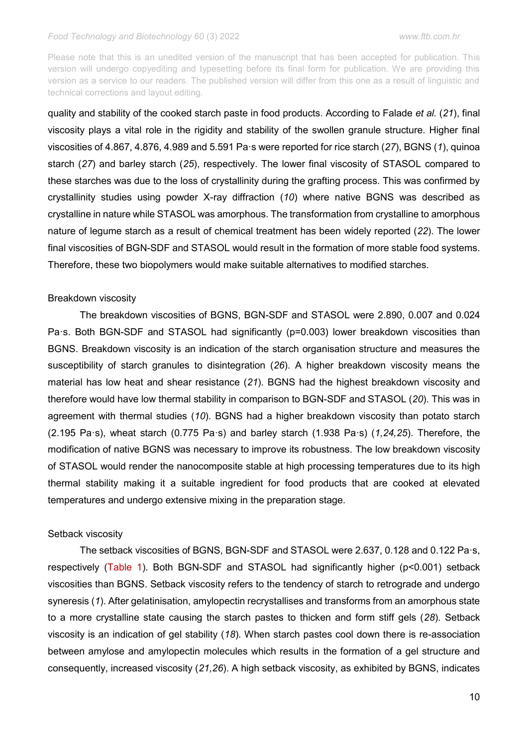quality and stability of the cooked starch paste in food products. According to Falade *et al.* (*21*), final viscosity plays a vital role in the rigidity and stability of the swollen granule structure. Higher final viscosities of 4.867, 4.876, 4.989 and 5.591 Pa·s were reported for rice starch (*27*), BGNS (*1*), quinoa starch (*27*) and barley starch (*25*), respectively. The lower final viscosity of STASOL compared to these starches was due to the loss of crystallinity during the grafting process. This was confirmed by crystallinity studies using powder X-ray diffraction (*10*) where native BGNS was described as crystalline in nature while STASOL was amorphous. The transformation from crystalline to amorphous nature of legume starch as a result of chemical treatment has been widely reported (*22*). The lower final viscosities of BGN-SDF and STASOL would result in the formation of more stable food systems. Therefore, these two biopolymers would make suitable alternatives to modified starches.

Breakdown viscosity

The breakdown viscosities of BGNS, BGN-SDF and STASOL were 2.890, 0.007 and 0.024 Pa·s. Both BGN-SDF and STASOL had significantly ($p=0.003$) lower breakdown viscosities than BGNS. Breakdown viscosity is an indication of the starch organisation structure and measures the susceptibility of starch granules to disintegration (*26*). A higher breakdown viscosity means the material has low heat and shear resistance (*21*). BGNS had the highest breakdown viscosity and therefore would have low thermal stability in comparison to BGN-SDF and STASOL (*20*). This was in agreement with thermal studies (*10*). BGNS had a higher breakdown viscosity than potato starch (2.195 Pa·s), wheat starch (0.775 Pa·s) and barley starch (1.938 Pa·s) (*1,24,25*). Therefore, the modification of native BGNS was necessary to improve its robustness. The low breakdown viscosity of STASOL would render the nanocomposite stable at high processing temperatures due to its high thermal stability making it a suitable ingredient for food products that are cooked at elevated temperatures and undergo extensive mixing in the preparation stage.

Setback viscosity

The setback viscosities of BGNS, BGN-SDF and STASOL were 2.637, 0.128 and 0.122 Pa·s, respectively (Table 1). Both BGN-SDF and STASOL had significantly higher ($p<0.001$) setback viscosities than BGNS. Setback viscosity refers to the tendency of starch to retrograde and undergo syneresis (*1*). After gelatinisation, amylopectin recrystallises and transforms from an amorphous state to a more crystalline state causing the starch pastes to thicken and form stiff gels (*28*). Setback viscosity is an indication of gel stability (*18*). When starch pastes cool down there is re-association between amylose and amylopectin molecules which results in the formation of a gel structure and consequently, increased viscosity (*21,26*). A high setback viscosity, as exhibited by BGNS, indicates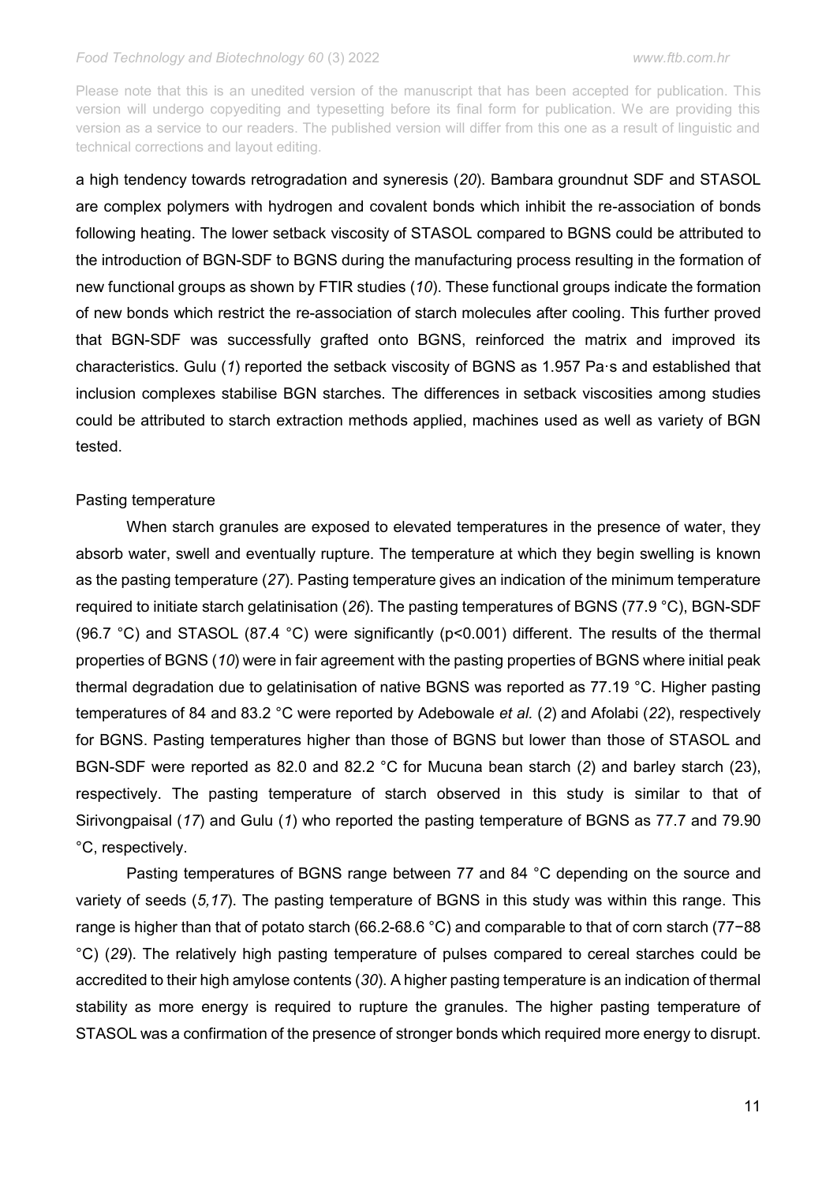Please note that this is an unedited version of the manuscript that has been accepted for publication. This version will undergo copyediting and typesetting before its final form for publication. We are providing this version as a service to our readers. The published version will differ from this one as a result of linguistic and technical corrections and layout editing.

a high tendency towards retrogradation and syneresis (*20*). Bambara groundnut SDF and STASOL are complex polymers with hydrogen and covalent bonds which inhibit the re-association of bonds following heating. The lower setback viscosity of STASOL compared to BGNS could be attributed to the introduction of BGN-SDF to BGNS during the manufacturing process resulting in the formation of new functional groups as shown by FTIR studies (*10*). These functional groups indicate the formation of new bonds which restrict the re-association of starch molecules after cooling. This further proved that BGN-SDF was successfully grafted onto BGNS, reinforced the matrix and improved its characteristics. Gulu (*1*) reported the setback viscosity of BGNS as 1.957 Pa·s and established that inclusion complexes stabilise BGN starches. The differences in setback viscosities among studies could be attributed to starch extraction methods applied, machines used as well as variety of BGN tested.

### Pasting temperature

When starch granules are exposed to elevated temperatures in the presence of water, they absorb water, swell and eventually rupture. The temperature at which they begin swelling is known as the pasting temperature (*27*). Pasting temperature gives an indication of the minimum temperature required to initiate starch gelatinisation (*26*). The pasting temperatures of BGNS (77.9 °C), BGN-SDF (96.7 °C) and STASOL (87.4 °C) were significantly ($p<0.001$) different. The results of the thermal properties of BGNS (*10*) were in fair agreement with the pasting properties of BGNS where initial peak thermal degradation due to gelatinisation of native BGNS was reported as 77.19 °C. Higher pasting temperatures of 84 and 83.2 °C were reported by Adebowale *et al.* (*2*) and Afolabi (*22*), respectively for BGNS. Pasting temperatures higher than those of BGNS but lower than those of STASOL and BGN-SDF were reported as 82.0 and 82.2 °C for Mucuna bean starch (*2*) and barley starch (23), respectively. The pasting temperature of starch observed in this study is similar to that of Sirivongpaisal (*17*) and Gulu (*1*) who reported the pasting temperature of BGNS as 77.7 and 79.90 °C, respectively.

Pasting temperatures of BGNS range between 77 and 84 °C depending on the source and variety of seeds (*5,17*). The pasting temperature of BGNS in this study was within this range. This range is higher than that of potato starch (66.2-68.6 °C) and comparable to that of corn starch (77−88 °C) (*29*). The relatively high pasting temperature of pulses compared to cereal starches could be accredited to their high amylose contents (*30*). A higher pasting temperature is an indication of thermal stability as more energy is required to rupture the granules. The higher pasting temperature of STASOL was a confirmation of the presence of stronger bonds which required more energy to disrupt.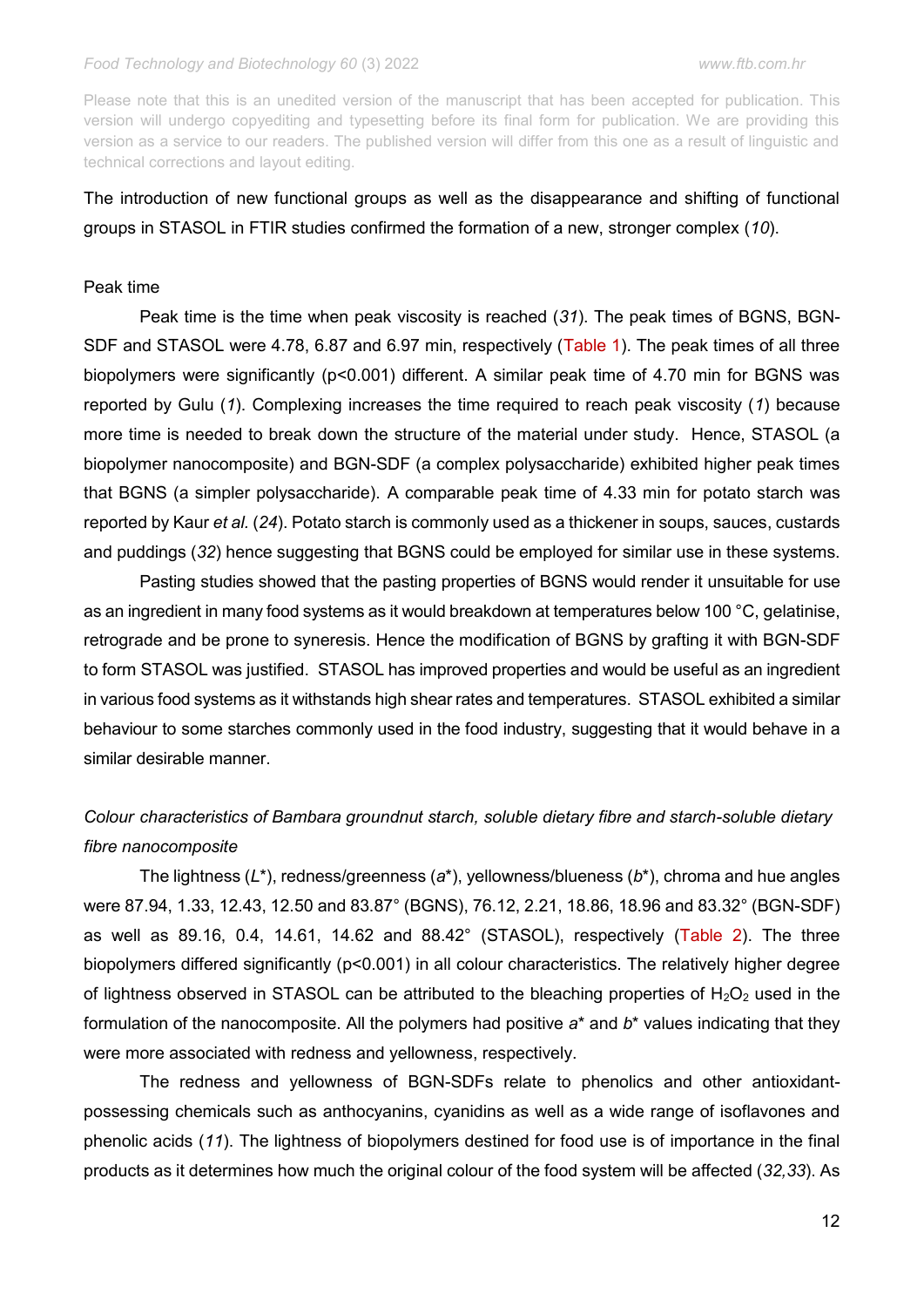The introduction of new functional groups as well as the disappearance and shifting of functional groups in STASOL in FTIR studies confirmed the formation of a new, stronger complex (*10*).

Peak time

Peak time is the time when peak viscosity is reached (*31*). The peak times of BGNS, BGN-SDF and STASOL were 4.78, 6.87 and 6.97 min, respectively (Table 1). The peak times of all three biopolymers were significantly ($p<0.001$) different. A similar peak time of 4.70 min for BGNS was reported by Gulu (*1*). Complexing increases the time required to reach peak viscosity (*1*) because more time is needed to break down the structure of the material under study. Hence, STASOL (a biopolymer nanocomposite) and BGN-SDF (a complex polysaccharide) exhibited higher peak times that BGNS (a simpler polysaccharide). A comparable peak time of 4.33 min for potato starch was reported by Kaur *et al.* (*24*). Potato starch is commonly used as a thickener in soups, sauces, custards and puddings (*32*) hence suggesting that BGNS could be employed for similar use in these systems.

Pasting studies showed that the pasting properties of BGNS would render it unsuitable for use as an ingredient in many food systems as it would breakdown at temperatures below 100 °C, gelatinise, retrograde and be prone to syneresis. Hence the modification of BGNS by grafting it with BGN-SDF to form STASOL was justified. STASOL has improved properties and would be useful as an ingredient in various food systems as it withstands high shear rates and temperatures. STASOL exhibited a similar behaviour to some starches commonly used in the food industry, suggesting that it would behave in a similar desirable manner.

*Colour characteristics of Bambara groundnut starch, soluble dietary fibre and starch-soluble dietary fibre nanocomposite*

The lightness ($L^*$), redness/greenness ($a^*$), yellowness/blueness ($b^*$), chroma and hue angles were 87.94, 1.33, 12.43, 12.50 and 83.87° (BGNS), 76.12, 2.21, 18.86, 18.96 and 83.32° (BGN-SDF) as well as 89.16, 0.4, 14.61, 14.62 and 88.42° (STASOL), respectively (Table 2). The three biopolymers differed significantly ($p<0.001$) in all colour characteristics. The relatively higher degree of lightness observed in STASOL can be attributed to the bleaching properties of $H_2O_2$ used in the formulation of the nanocomposite. All the polymers had positive $a^*$ and $b^*$ values indicating that they were more associated with redness and yellowness, respectively.

The redness and yellowness of BGN-SDFs relate to phenolics and other antioxidant-possessing chemicals such as anthocyanins, cyanidins as well as a wide range of isoflavones and phenolic acids (*11*). The lightness of biopolymers destined for food use is of importance in the final products as it determines how much the original colour of the food system will be affected (*32,33*). As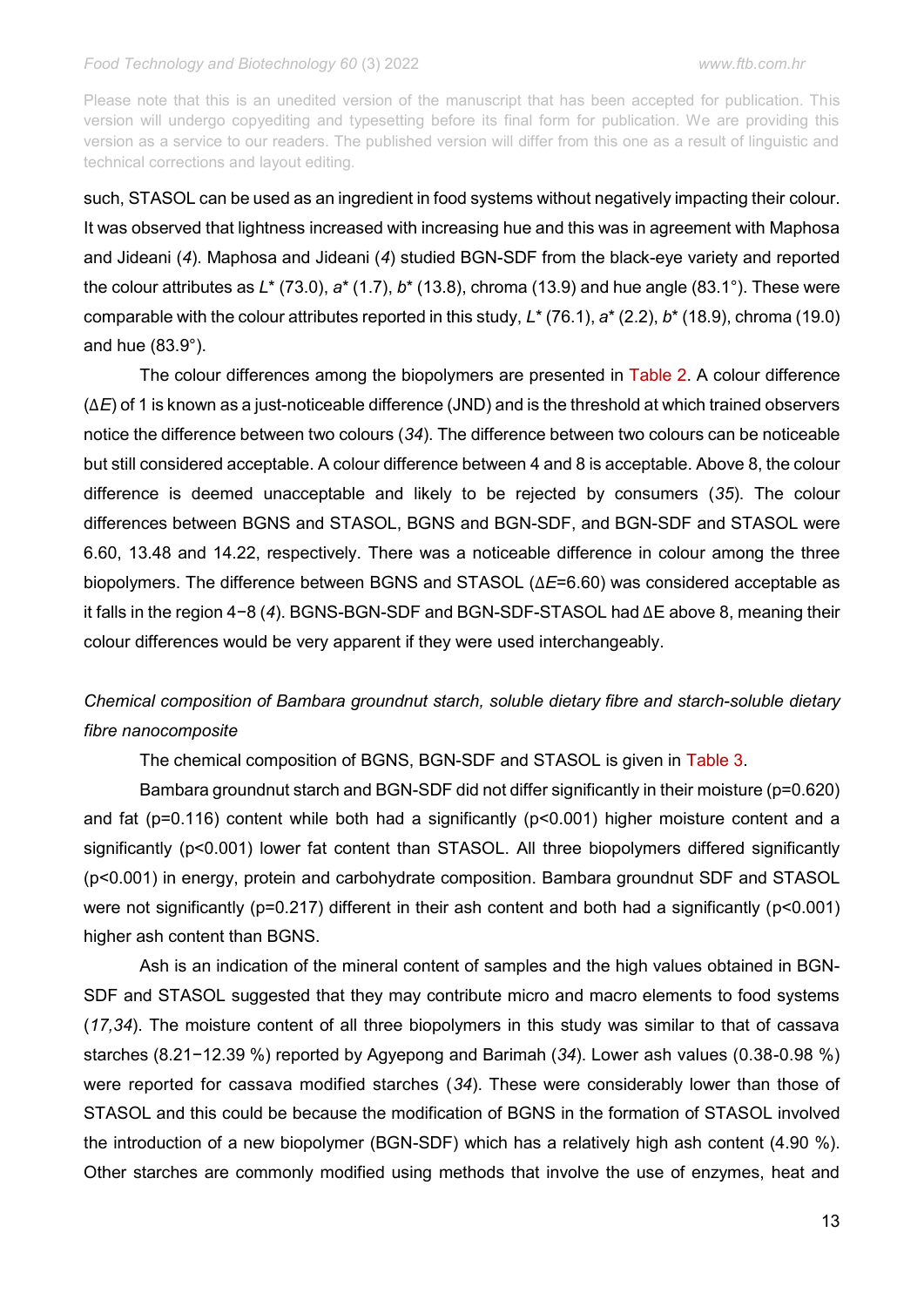such, STASOL can be used as an ingredient in food systems without negatively impacting their colour. It was observed that lightness increased with increasing hue and this was in agreement with Maphosa and Jideani (*4*). Maphosa and Jideani (*4*) studied BGN-SDF from the black-eye variety and reported the colour attributes as $L^*$ (73.0), $a^*$ (1.7), $b^*$ (13.8), chroma (13.9) and hue angle (83.1°). These were comparable with the colour attributes reported in this study, $L^*$ (76.1), $a^*$ (2.2), $b^*$ (18.9), chroma (19.0) and hue (83.9°).

The colour differences among the biopolymers are presented in Table 2. A colour difference ($\Delta E$) of 1 is known as a just-noticeable difference (JND) and is the threshold at which trained observers notice the difference between two colours (*34*). The difference between two colours can be noticeable but still considered acceptable. A colour difference between 4 and 8 is acceptable. Above 8, the colour difference is deemed unacceptable and likely to be rejected by consumers (*35*). The colour differences between BGNS and STASOL, BGNS and BGN-SDF, and BGN-SDF and STASOL were 6.60, 13.48 and 14.22, respectively. There was a noticeable difference in colour among the three biopolymers. The difference between BGNS and STASOL ($\Delta E$=6.60) was considered acceptable as it falls in the region 4−8 (*4*). BGNS-BGN-SDF and BGN-SDF-STASOL had $\Delta E$ above 8, meaning their colour differences would be very apparent if they were used interchangeably.

*Chemical composition of Bambara groundnut starch, soluble dietary fibre and starch-soluble dietary fibre nanocomposite*

The chemical composition of BGNS, BGN-SDF and STASOL is given in Table 3.

Bambara groundnut starch and BGN-SDF did not differ significantly in their moisture (p=0.620) and fat (p=0.116) content while both had a significantly (p<0.001) higher moisture content and a significantly (p<0.001) lower fat content than STASOL. All three biopolymers differed significantly (p<0.001) in energy, protein and carbohydrate composition. Bambara groundnut SDF and STASOL were not significantly (p=0.217) different in their ash content and both had a significantly (p<0.001) higher ash content than BGNS.

Ash is an indication of the mineral content of samples and the high values obtained in BGN-SDF and STASOL suggested that they may contribute micro and macro elements to food systems (*17,34*). The moisture content of all three biopolymers in this study was similar to that of cassava starches (8.21−12.39 %) reported by Agyepong and Barimah (*34*). Lower ash values (0.38-0.98 %) were reported for cassava modified starches (*34*). These were considerably lower than those of STASOL and this could be because the modification of BGNS in the formation of STASOL involved the introduction of a new biopolymer (BGN-SDF) which has a relatively high ash content (4.90 %). Other starches are commonly modified using methods that involve the use of enzymes, heat and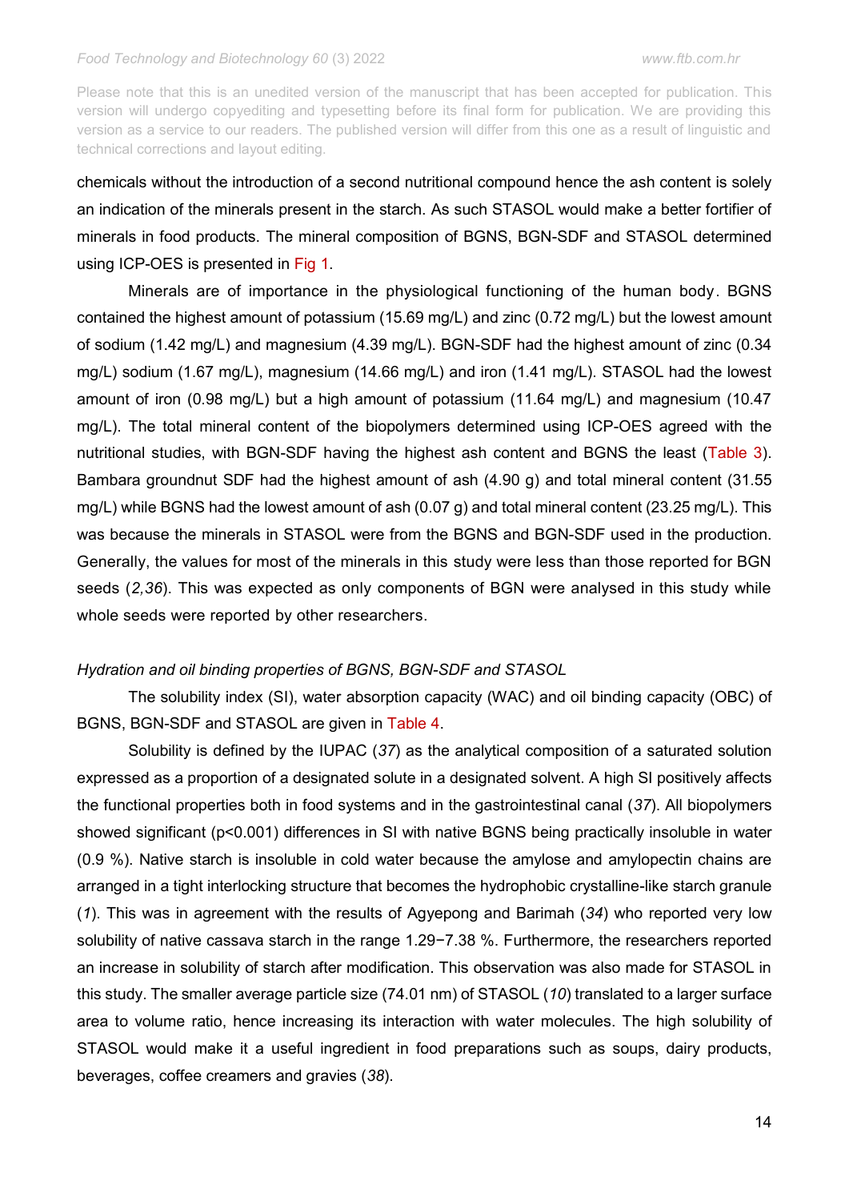chemicals without the introduction of a second nutritional compound hence the ash content is solely an indication of the minerals present in the starch. As such STASOL would make a better fortifier of minerals in food products. The mineral composition of BGNS, BGN-SDF and STASOL determined using ICP-OES is presented in Fig 1.

Minerals are of importance in the physiological functioning of the human body. BGNS contained the highest amount of potassium (15.69 mg/L) and zinc (0.72 mg/L) but the lowest amount of sodium (1.42 mg/L) and magnesium (4.39 mg/L). BGN-SDF had the highest amount of zinc (0.34 mg/L) sodium (1.67 mg/L), magnesium (14.66 mg/L) and iron (1.41 mg/L). STASOL had the lowest amount of iron (0.98 mg/L) but a high amount of potassium (11.64 mg/L) and magnesium (10.47 mg/L). The total mineral content of the biopolymers determined using ICP-OES agreed with the nutritional studies, with BGN-SDF having the highest ash content and BGNS the least (Table 3). Bambara groundnut SDF had the highest amount of ash (4.90 g) and total mineral content (31.55 mg/L) while BGNS had the lowest amount of ash (0.07 g) and total mineral content (23.25 mg/L). This was because the minerals in STASOL were from the BGNS and BGN-SDF used in the production. Generally, the values for most of the minerals in this study were less than those reported for BGN seeds (*2,36*). This was expected as only components of BGN were analysed in this study while whole seeds were reported by other researchers.

*Hydration and oil binding properties of BGNS, BGN-SDF and STASOL*

The solubility index (SI), water absorption capacity (WAC) and oil binding capacity (OBC) of BGNS, BGN-SDF and STASOL are given in Table 4.

Solubility is defined by the IUPAC (*37*) as the analytical composition of a saturated solution expressed as a proportion of a designated solute in a designated solvent. A high SI positively affects the functional properties both in food systems and in the gastrointestinal canal (*37*). All biopolymers showed significant ($p<0.001$) differences in SI with native BGNS being practically insoluble in water (0.9 %). Native starch is insoluble in cold water because the amylose and amylopectin chains are arranged in a tight interlocking structure that becomes the hydrophobic crystalline-like starch granule (*1*). This was in agreement with the results of Agyepong and Barimah (*34*) who reported very low solubility of native cassava starch in the range 1.29−7.38 %. Furthermore, the researchers reported an increase in solubility of starch after modification. This observation was also made for STASOL in this study. The smaller average particle size (74.01 nm) of STASOL (*10*) translated to a larger surface area to volume ratio, hence increasing its interaction with water molecules. The high solubility of STASOL would make it a useful ingredient in food preparations such as soups, dairy products, beverages, coffee creamers and gravies (*38*).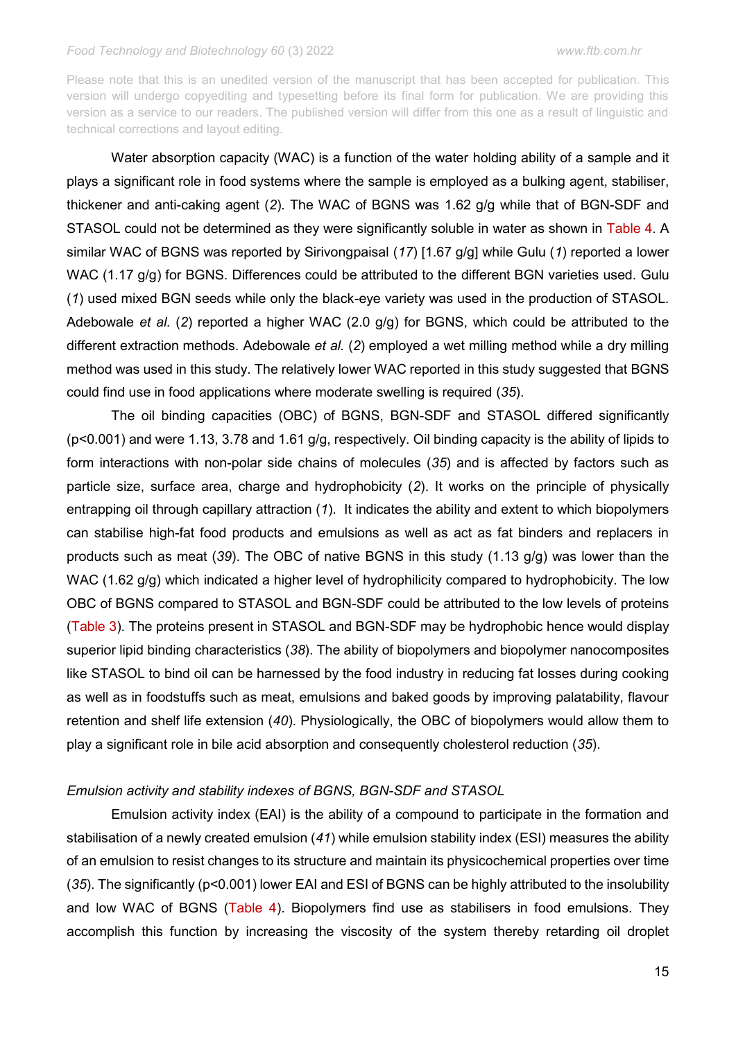Water absorption capacity (WAC) is a function of the water holding ability of a sample and it plays a significant role in food systems where the sample is employed as a bulking agent, stabiliser, thickener and anti-caking agent (*2*). The WAC of BGNS was 1.62 g/g while that of BGN-SDF and STASOL could not be determined as they were significantly soluble in water as shown in Table 4. A similar WAC of BGNS was reported by Sirivongpaisal (*17*) [1.67 g/g] while Gulu (*1*) reported a lower WAC (1.17 g/g) for BGNS. Differences could be attributed to the different BGN varieties used. Gulu (*1*) used mixed BGN seeds while only the black-eye variety was used in the production of STASOL. Adebowale *et al.* (*2*) reported a higher WAC (2.0 g/g) for BGNS, which could be attributed to the different extraction methods. Adebowale *et al.* (*2*) employed a wet milling method while a dry milling method was used in this study. The relatively lower WAC reported in this study suggested that BGNS could find use in food applications where moderate swelling is required (*35*).

The oil binding capacities (OBC) of BGNS, BGN-SDF and STASOL differed significantly ($p<0.001$) and were 1.13, 3.78 and 1.61 g/g, respectively. Oil binding capacity is the ability of lipids to form interactions with non-polar side chains of molecules (*35*) and is affected by factors such as particle size, surface area, charge and hydrophobicity (*2*). It works on the principle of physically entrapping oil through capillary attraction (*1*). It indicates the ability and extent to which biopolymers can stabilise high-fat food products and emulsions as well as act as fat binders and replacers in products such as meat (*39*). The OBC of native BGNS in this study (1.13 g/g) was lower than the WAC (1.62 g/g) which indicated a higher level of hydrophilicity compared to hydrophobicity. The low OBC of BGNS compared to STASOL and BGN-SDF could be attributed to the low levels of proteins (Table 3). The proteins present in STASOL and BGN-SDF may be hydrophobic hence would display superior lipid binding characteristics (*38*). The ability of biopolymers and biopolymer nanocomposites like STASOL to bind oil can be harnessed by the food industry in reducing fat losses during cooking as well as in foodstuffs such as meat, emulsions and baked goods by improving palatability, flavour retention and shelf life extension (*40*). Physiologically, the OBC of biopolymers would allow them to play a significant role in bile acid absorption and consequently cholesterol reduction (*35*).

*Emulsion activity and stability indexes of BGNS, BGN-SDF and STASOL*

Emulsion activity index (EAI) is the ability of a compound to participate in the formation and stabilisation of a newly created emulsion (*41*) while emulsion stability index (ESI) measures the ability of an emulsion to resist changes to its structure and maintain its physicochemical properties over time (*35*). The significantly ($p<0.001$) lower EAI and ESI of BGNS can be highly attributed to the insolubility and low WAC of BGNS (Table 4). Biopolymers find use as stabilisers in food emulsions. They accomplish this function by increasing the viscosity of the system thereby retarding oil droplet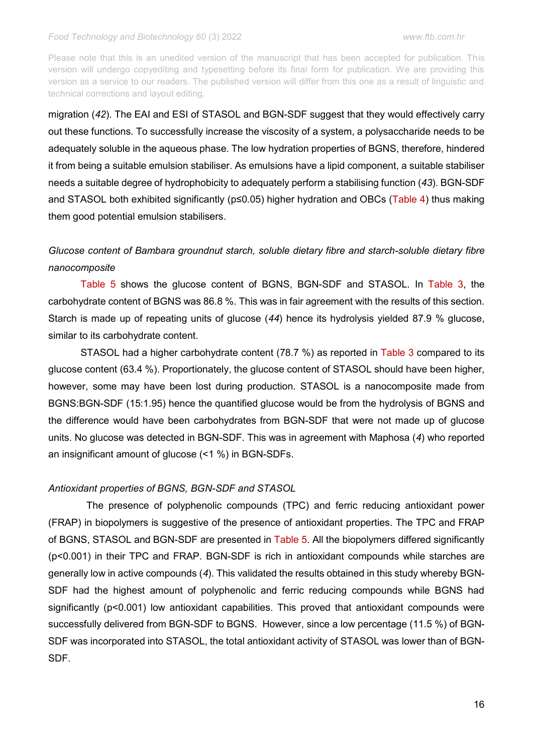migration (*42*). The EAI and ESI of STASOL and BGN-SDF suggest that they would effectively carry out these functions. To successfully increase the viscosity of a system, a polysaccharide needs to be adequately soluble in the aqueous phase. The low hydration properties of BGNS, therefore, hindered it from being a suitable emulsion stabiliser. As emulsions have a lipid component, a suitable stabiliser needs a suitable degree of hydrophobicity to adequately perform a stabilising function (*43*). BGN-SDF and STASOL both exhibited significantly ($p \leq 0.05$) higher hydration and OBCs (Table 4) thus making them good potential emulsion stabilisers.

*Glucose content of Bambara groundnut starch, soluble dietary fibre and starch-soluble dietary fibre nanocomposite*

Table 5 shows the glucose content of BGNS, BGN-SDF and STASOL. In Table 3, the carbohydrate content of BGNS was 86.8 %. This was in fair agreement with the results of this section. Starch is made up of repeating units of glucose (*44*) hence its hydrolysis yielded 87.9 % glucose, similar to its carbohydrate content.

STASOL had a higher carbohydrate content (78.7 %) as reported in Table 3 compared to its glucose content (63.4 %). Proportionately, the glucose content of STASOL should have been higher, however, some may have been lost during production. STASOL is a nanocomposite made from BGNS:BGN-SDF (15:1.95) hence the quantified glucose would be from the hydrolysis of BGNS and the difference would have been carbohydrates from BGN-SDF that were not made up of glucose units. No glucose was detected in BGN-SDF. This was in agreement with Maphosa (*4*) who reported an insignificant amount of glucose (<1 %) in BGN-SDFs.

*Antioxidant properties of BGNS, BGN-SDF and STASOL*

The presence of polyphenolic compounds (TPC) and ferric reducing antioxidant power (FRAP) in biopolymers is suggestive of the presence of antioxidant properties. The TPC and FRAP of BGNS, STASOL and BGN-SDF are presented in Table 5. All the biopolymers differed significantly ($p<0.001$) in their TPC and FRAP. BGN-SDF is rich in antioxidant compounds while starches are generally low in active compounds (*4*). This validated the results obtained in this study whereby BGN-SDF had the highest amount of polyphenolic and ferric reducing compounds while BGNS had significantly ($p<0.001$) low antioxidant capabilities. This proved that antioxidant compounds were successfully delivered from BGN-SDF to BGNS. However, since a low percentage (11.5 %) of BGN-SDF was incorporated into STASOL, the total antioxidant activity of STASOL was lower than of BGN-SDF.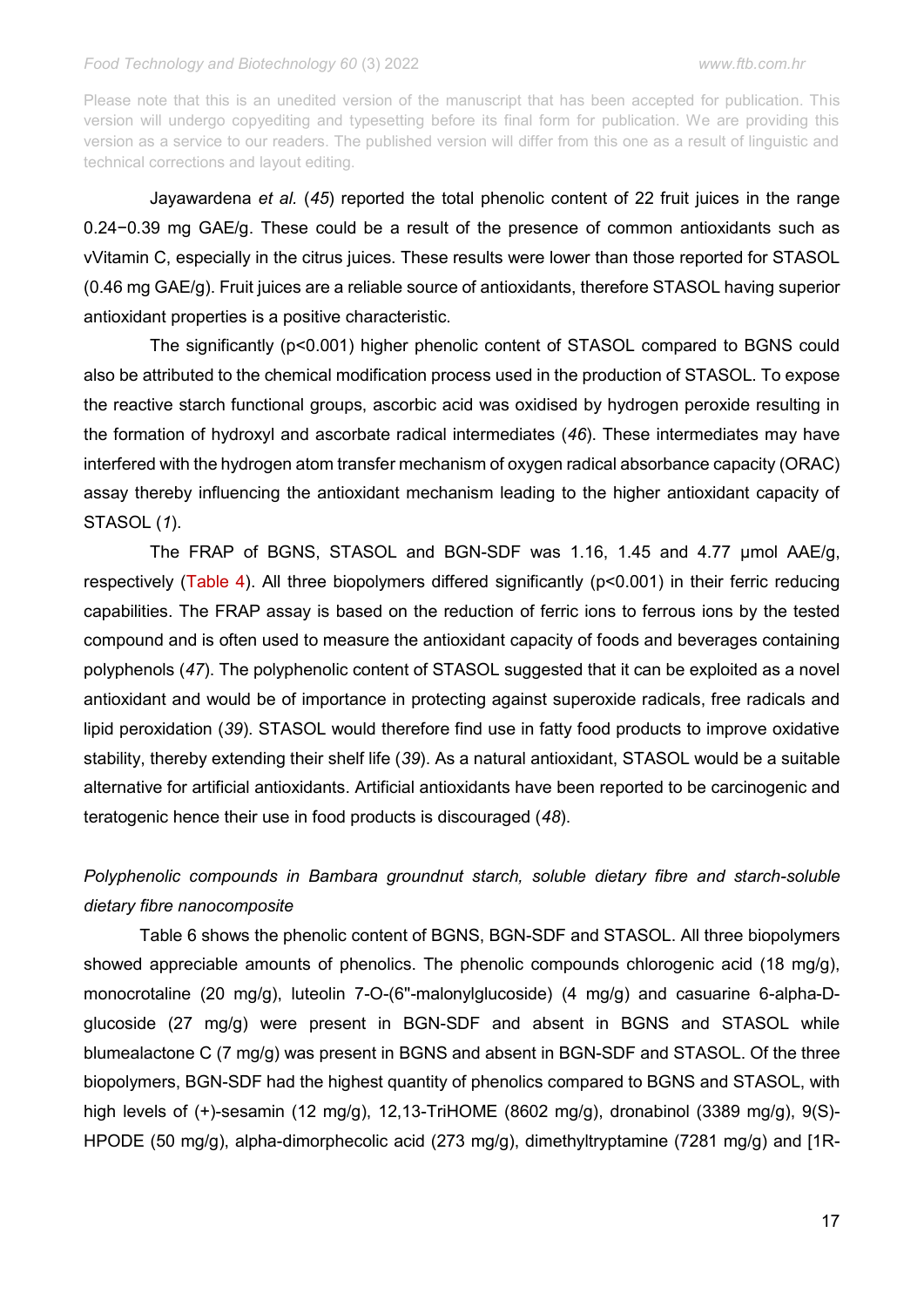Please note that this is an unedited version of the manuscript that has been accepted for publication. This version will undergo copyediting and typesetting before its final form for publication. We are providing this version as a service to our readers. The published version will differ from this one as a result of linguistic and technical corrections and layout editing.

Jayawardena *et al.* (*45*) reported the total phenolic content of 22 fruit juices in the range 0.24−0.39 mg GAE/g. These could be a result of the presence of common antioxidants such as vVitamin C, especially in the citrus juices. These results were lower than those reported for STASOL (0.46 mg GAE/g). Fruit juices are a reliable source of antioxidants, therefore STASOL having superior antioxidant properties is a positive characteristic.

The significantly ($p<0.001$) higher phenolic content of STASOL compared to BGNS could also be attributed to the chemical modification process used in the production of STASOL. To expose the reactive starch functional groups, ascorbic acid was oxidised by hydrogen peroxide resulting in the formation of hydroxyl and ascorbate radical intermediates (*46*). These intermediates may have interfered with the hydrogen atom transfer mechanism of oxygen radical absorbance capacity (ORAC) assay thereby influencing the antioxidant mechanism leading to the higher antioxidant capacity of STASOL (*1*).

The FRAP of BGNS, STASOL and BGN-SDF was 1.16, 1.45 and 4.77 µmol AAE/g, respectively (Table 4). All three biopolymers differed significantly ($p<0.001$) in their ferric reducing capabilities. The FRAP assay is based on the reduction of ferric ions to ferrous ions by the tested compound and is often used to measure the antioxidant capacity of foods and beverages containing polyphenols (*47*). The polyphenolic content of STASOL suggested that it can be exploited as a novel antioxidant and would be of importance in protecting against superoxide radicals, free radicals and lipid peroxidation (*39*). STASOL would therefore find use in fatty food products to improve oxidative stability, thereby extending their shelf life (*39*). As a natural antioxidant, STASOL would be a suitable alternative for artificial antioxidants. Artificial antioxidants have been reported to be carcinogenic and teratogenic hence their use in food products is discouraged (*48*).

*Polyphenolic compounds in Bambara groundnut starch, soluble dietary fibre and starch-soluble dietary fibre nanocomposite*

Table 6 shows the phenolic content of BGNS, BGN-SDF and STASOL. All three biopolymers showed appreciable amounts of phenolics. The phenolic compounds chlorogenic acid (18 mg/g), monocrotaline (20 mg/g), luteolin 7-O-(6''-malonylglucoside) (4 mg/g) and casuarine 6-alpha-D-glucoside (27 mg/g) were present in BGN-SDF and absent in BGNS and STASOL while blumealactone C (7 mg/g) was present in BGNS and absent in BGN-SDF and STASOL. Of the three biopolymers, BGN-SDF had the highest quantity of phenolics compared to BGNS and STASOL, with high levels of (+)-sesamin (12 mg/g), 12,13-TriHOME (8602 mg/g), dronabinol (3389 mg/g), 9(S)-HPODE (50 mg/g), alpha-dimorphecolic acid (273 mg/g), dimethyltryptamine (7281 mg/g) and [1R-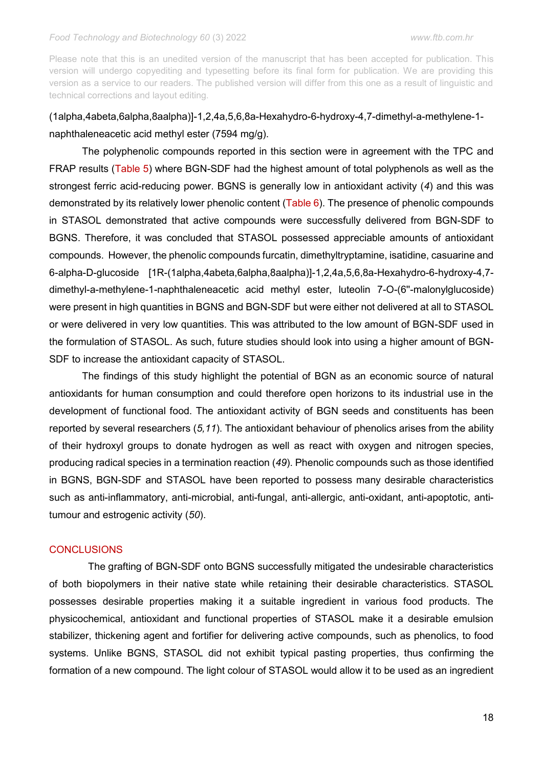(1alpha,4abeta,6alpha,8aalpha)]-1,2,4a,5,6,8a-Hexahydro-6-hydroxy-4,7-dimethyl-a-methylene-1-naphthaleneacetic acid methyl ester (7594 mg/g).

The polyphenolic compounds reported in this section were in agreement with the TPC and FRAP results (Table 5) where BGN-SDF had the highest amount of total polyphenols as well as the strongest ferric acid-reducing power. BGNS is generally low in antioxidant activity (*4*) and this was demonstrated by its relatively lower phenolic content (Table 6). The presence of phenolic compounds in STASOL demonstrated that active compounds were successfully delivered from BGN-SDF to BGNS. Therefore, it was concluded that STASOL possessed appreciable amounts of antioxidant compounds. However, the phenolic compounds furcatin, dimethyltryptamine, isatidine, casuarine and 6-alpha-D-glucoside [1R-(1alpha,4abeta,6alpha,8aalpha)]-1,2,4a,5,6,8a-Hexahydro-6-hydroxy-4,7-dimethyl-a-methylene-1-naphthaleneacetic acid methyl ester, luteolin 7-O-(6''-malonylglucoside) were present in high quantities in BGNS and BGN-SDF but were either not delivered at all to STASOL or were delivered in very low quantities. This was attributed to the low amount of BGN-SDF used in the formulation of STASOL. As such, future studies should look into using a higher amount of BGN-SDF to increase the antioxidant capacity of STASOL.

The findings of this study highlight the potential of BGN as an economic source of natural antioxidants for human consumption and could therefore open horizons to its industrial use in the development of functional food. The antioxidant activity of BGN seeds and constituents has been reported by several researchers (*5,11*). The antioxidant behaviour of phenolics arises from the ability of their hydroxyl groups to donate hydrogen as well as react with oxygen and nitrogen species, producing radical species in a termination reaction (*49*). Phenolic compounds such as those identified in BGNS, BGN-SDF and STASOL have been reported to possess many desirable characteristics such as anti-inflammatory, anti-microbial, anti-fungal, anti-allergic, anti-oxidant, anti-apoptotic, anti-tumour and estrogenic activity (*50*).

## CONCLUSIONS

The grafting of BGN-SDF onto BGNS successfully mitigated the undesirable characteristics of both biopolymers in their native state while retaining their desirable characteristics. STASOL possesses desirable properties making it a suitable ingredient in various food products. The physicochemical, antioxidant and functional properties of STASOL make it a desirable emulsion stabilizer, thickening agent and fortifier for delivering active compounds, such as phenolics, to food systems. Unlike BGNS, STASOL did not exhibit typical pasting properties, thus confirming the formation of a new compound. The light colour of STASOL would allow it to be used as an ingredient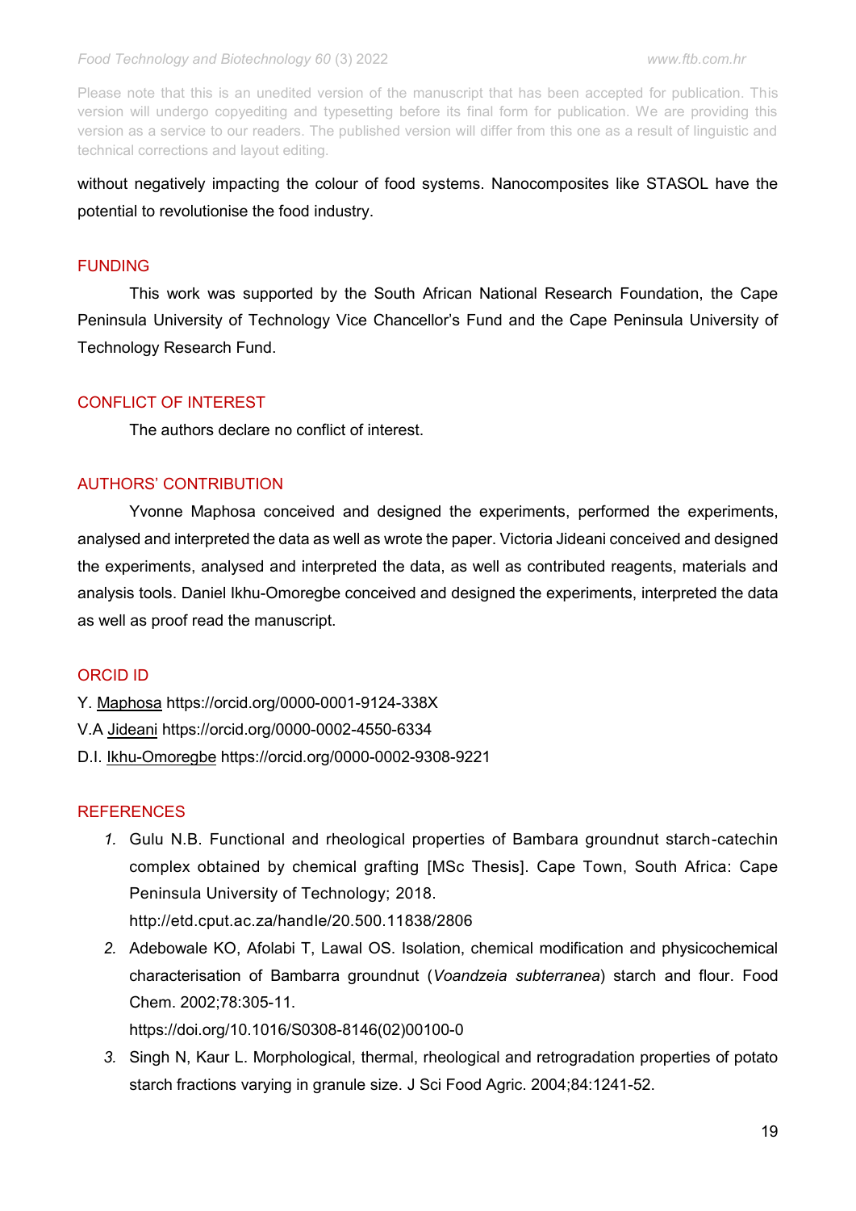without negatively impacting the colour of food systems. Nanocomposites like STASOL have the potential to revolutionise the food industry.

## FUNDING

This work was supported by the South African National Research Foundation, the Cape Peninsula University of Technology Vice Chancellor's Fund and the Cape Peninsula University of Technology Research Fund.

## CONFLICT OF INTEREST

The authors declare no conflict of interest.

## AUTHORS' CONTRIBUTION

Yvonne Maphosa conceived and designed the experiments, performed the experiments, analysed and interpreted the data as well as wrote the paper. Victoria Jideani conceived and designed the experiments, analysed and interpreted the data, as well as contributed reagents, materials and analysis tools. Daniel Ikhu-Omoregbe conceived and designed the experiments, interpreted the data as well as proof read the manuscript.

## ORCID ID

Y. Maphosa https://orcid.org/0000-0001-9124-338X
V.A Jideani https://orcid.org/0000-0002-4550-6334
D.I. Ikhu-Omoregbe https://orcid.org/0000-0002-9308-9221

## REFERENCES

1. Gulu N.B. Functional and rheological properties of Bambara groundnut starch-catechin complex obtained by chemical grafting [MSc Thesis]. Cape Town, South Africa: Cape Peninsula University of Technology; 2018. http://etd.cput.ac.za/handle/20.500.11838/2806
2. Adebowale KO, Afolabi T, Lawal OS. Isolation, chemical modification and physicochemical characterisation of Bambarra groundnut (*Voandzeia subterranea*) starch and flour. Food Chem. 2002;78:305-11. https://doi.org/10.1016/S0308-8146(02)00100-0
3. Singh N, Kaur L. Morphological, thermal, rheological and retrogradation properties of potato starch fractions varying in granule size. J Sci Food Agric. 2004;84:1241-52.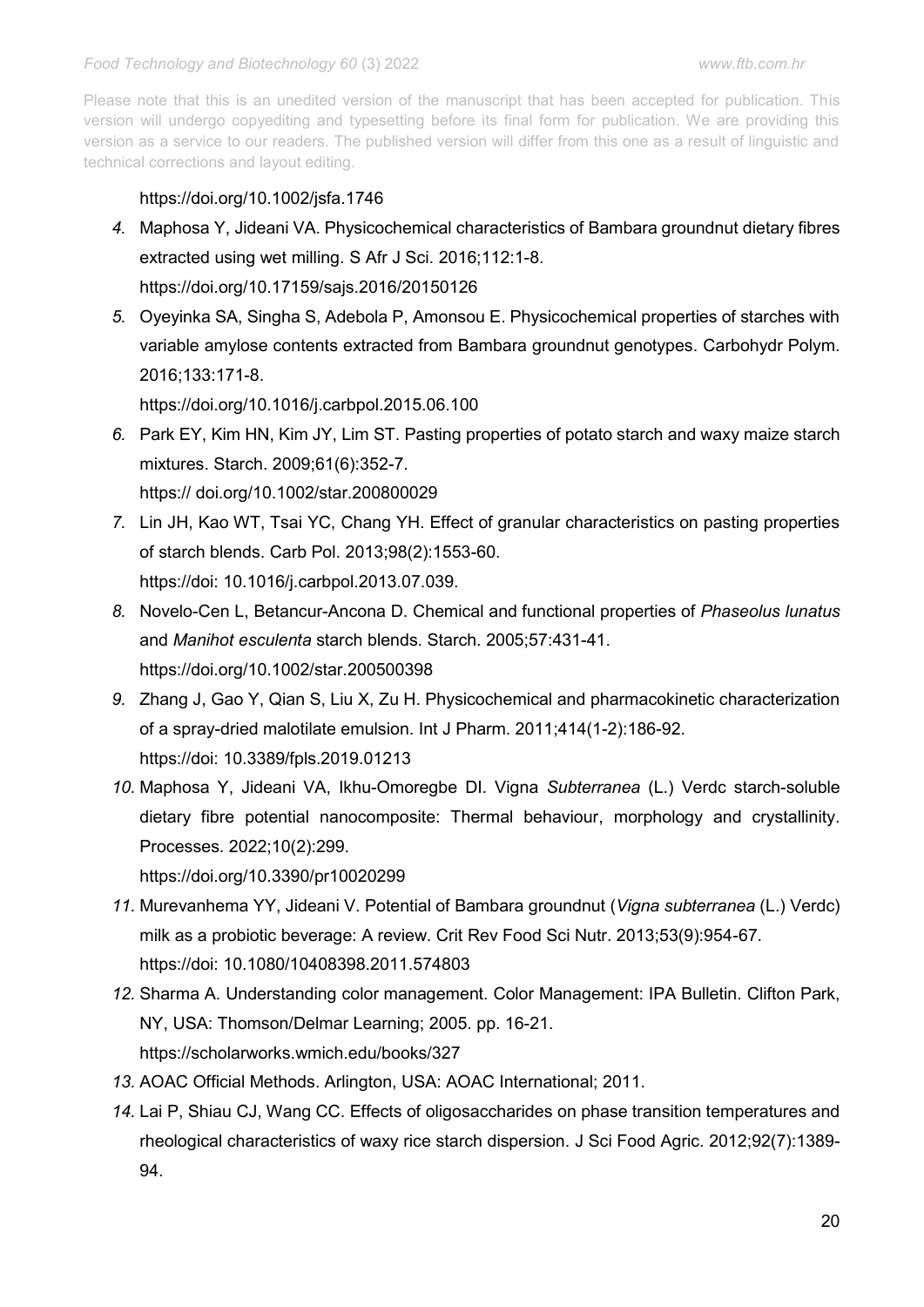https://doi.org/10.1002/jsfa.1746

4. Maphosa Y, Jideani VA. Physicochemical characteristics of Bambara groundnut dietary fibres extracted using wet milling. S Afr J Sci. 2016;112:1-8. https://doi.org/10.17159/sajs.2016/20150126
5. Oyeyinka SA, Singha S, Adebola P, Amonsou E. Physicochemical properties of starches with variable amylose contents extracted from Bambara groundnut genotypes. Carbohydr Polym. 2016;133:171-8. https://doi.org/10.1016/j.carbpol.2015.06.100
6. Park EY, Kim HN, Kim JY, Lim ST. Pasting properties of potato starch and waxy maize starch mixtures. Starch. 2009;61(6):352-7. https:// doi.org/10.1002/star.200800029
7. Lin JH, Kao WT, Tsai YC, Chang YH. Effect of granular characteristics on pasting properties of starch blends. Carb Pol. 2013;98(2):1553-60. https://doi: 10.1016/j.carbpol.2013.07.039.
8. Novelo-Cen L, Betancur-Ancona D. Chemical and functional properties of *Phaseolus lunatus* and *Manihot esculenta* starch blends. Starch. 2005;57:431-41. https://doi.org/10.1002/star.200500398
9. Zhang J, Gao Y, Qian S, Liu X, Zu H. Physicochemical and pharmacokinetic characterization of a spray-dried malotilate emulsion. Int J Pharm. 2011;414(1-2):186-92. https://doi: 10.3389/fpls.2019.01213
10. Maphosa Y, Jideani VA, Ikhu-Omoregbe DI. Vigna *Subterranea* (L.) Verdc starch-soluble dietary fibre potential nanocomposite: Thermal behaviour, morphology and crystallinity. Processes. 2022;10(2):299. https://doi.org/10.3390/pr10020299
11. Murevanhema YY, Jideani V. Potential of Bambara groundnut (*Vigna subterranea* (L.) Verdc) milk as a probiotic beverage: A review. Crit Rev Food Sci Nutr. 2013;53(9):954-67. https://doi: 10.1080/10408398.2011.574803
12. Sharma A. Understanding color management. Color Management: IPA Bulletin. Clifton Park, NY, USA: Thomson/Delmar Learning; 2005. pp. 16-21. https://scholarworks.wmich.edu/books/327
13. AOAC Official Methods. Arlington, USA: AOAC International; 2011.
14. Lai P, Shiau CJ, Wang CC. Effects of oligosaccharides on phase transition temperatures and rheological characteristics of waxy rice starch dispersion. J Sci Food Agric. 2012;92(7):1389-94.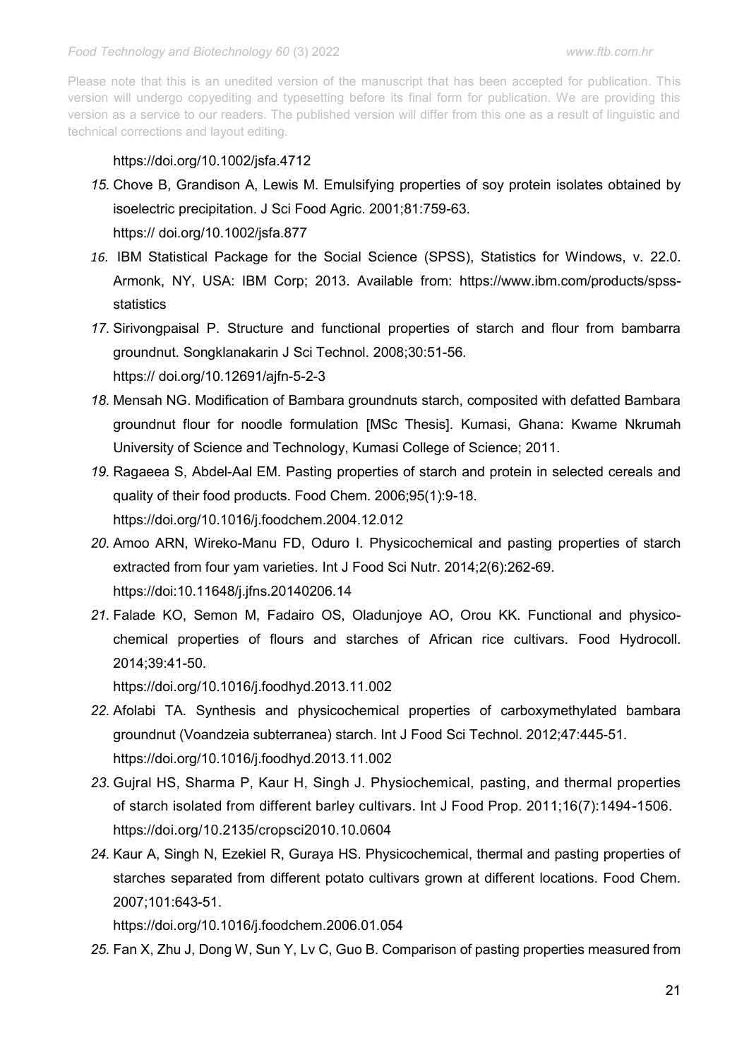https://doi.org/10.1002/jsfa.4712

15. Chove B, Grandison A, Lewis M. Emulsifying properties of soy protein isolates obtained by isoelectric precipitation. J Sci Food Agric. 2001;81:759-63. https:// doi.org/10.1002/jsfa.877
16. IBM Statistical Package for the Social Science (SPSS), Statistics for Windows, v. 22.0. Armonk, NY, USA: IBM Corp; 2013. Available from: https://www.ibm.com/products/spss-statistics
17. Sirivongpaisal P. Structure and functional properties of starch and flour from bambarra groundnut. Songklanakarin J Sci Technol. 2008;30:51-56. https:// doi.org/10.12691/ajfn-5-2-3
18. Mensah NG. Modification of Bambara groundnuts starch, composited with defatted Bambara groundnut flour for noodle formulation [MSc Thesis]. Kumasi, Ghana: Kwame Nkrumah University of Science and Technology, Kumasi College of Science; 2011.
19. Ragaeea S, Abdel-Aal EM. Pasting properties of starch and protein in selected cereals and quality of their food products. Food Chem. 2006;95(1):9-18. https://doi.org/10.1016/j.foodchem.2004.12.012
20. Amoo ARN, Wireko-Manu FD, Oduro I. Physicochemical and pasting properties of starch extracted from four yam varieties. Int J Food Sci Nutr. 2014;2(6):262-69. https://doi:10.11648/j.jfns.20140206.14
21. Falade KO, Semon M, Fadairo OS, Oladunjoye AO, Orou KK. Functional and physico-chemical properties of flours and starches of African rice cultivars. Food Hydrocoll. 2014;39:41-50. https://doi.org/10.1016/j.foodhyd.2013.11.002
22. Afolabi TA. Synthesis and physicochemical properties of carboxymethylated bambara groundnut (Voandzeia subterranea) starch. Int J Food Sci Technol. 2012;47:445-51. https://doi.org/10.1016/j.foodhyd.2013.11.002
23. Gujral HS, Sharma P, Kaur H, Singh J. Physiochemical, pasting, and thermal properties of starch isolated from different barley cultivars. Int J Food Prop. 2011;16(7):1494-1506. https://doi.org/10.2135/cropsci2010.10.0604
24. Kaur A, Singh N, Ezekiel R, Guraya HS. Physicochemical, thermal and pasting properties of starches separated from different potato cultivars grown at different locations. Food Chem. 2007;101:643-51. https://doi.org/10.1016/j.foodchem.2006.01.054
25. Fan X, Zhu J, Dong W, Sun Y, Lv C, Guo B. Comparison of pasting properties measured from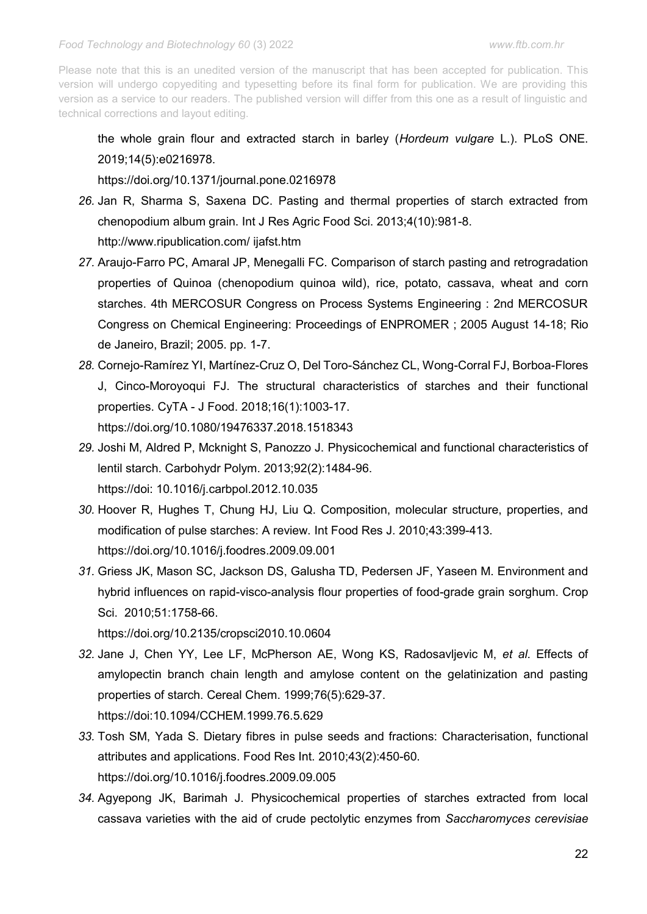the whole grain flour and extracted starch in barley (*Hordeum vulgare* L.). PLoS ONE. 2019;14(5):e0216978. https://doi.org/10.1371/journal.pone.0216978

*26.* Jan R, Sharma S, Saxena DC. Pasting and thermal properties of starch extracted from chenopodium album grain. Int J Res Agric Food Sci. 2013;4(10):981-8. http://www.ripublication.com/ ijafst.htm

*27.* Araujo-Farro PC, Amaral JP, Menegalli FC. Comparison of starch pasting and retrogradation properties of Quinoa (chenopodium quinoa wild), rice, potato, cassava, wheat and corn starches. 4th MERCOSUR Congress on Process Systems Engineering : 2nd MERCOSUR Congress on Chemical Engineering: Proceedings of ENPROMER ; 2005 August 14-18; Rio de Janeiro, Brazil; 2005. pp. 1-7.

*28.* Cornejo-Ramírez YI, Martínez-Cruz O, Del Toro-Sánchez CL, Wong-Corral FJ, Borboa-Flores J, Cinco-Moroyoqui FJ. The structural characteristics of starches and their functional properties. CyTA - J Food. 2018;16(1):1003-17. https://doi.org/10.1080/19476337.2018.1518343

*29.* Joshi M, Aldred P, Mcknight S, Panozzo J. Physicochemical and functional characteristics of lentil starch. Carbohydr Polym. 2013;92(2):1484-96. https://doi: 10.1016/j.carbpol.2012.10.035

*30.* Hoover R, Hughes T, Chung HJ, Liu Q. Composition, molecular structure, properties, and modification of pulse starches: A review. Int Food Res J. 2010;43:399-413. https://doi.org/10.1016/j.foodres.2009.09.001

*31.* Griess JK, Mason SC, Jackson DS, Galusha TD, Pedersen JF, Yaseen M. Environment and hybrid influences on rapid-visco-analysis flour properties of food-grade grain sorghum. Crop Sci. 2010;51:1758-66. https://doi.org/10.2135/cropsci2010.10.0604

*32.* Jane J, Chen YY, Lee LF, McPherson AE, Wong KS, Radosavljevic M, *et al*. Effects of amylopectin branch chain length and amylose content on the gelatinization and pasting properties of starch. Cereal Chem. 1999;76(5):629-37. https://doi:10.1094/CCHEM.1999.76.5.629

*33.* Tosh SM, Yada S. Dietary fibres in pulse seeds and fractions: Characterisation, functional attributes and applications. Food Res Int. 2010;43(2):450-60. https://doi.org/10.1016/j.foodres.2009.09.005

*34.* Agyepong JK, Barimah J. Physicochemical properties of starches extracted from local cassava varieties with the aid of crude pectolytic enzymes from *Saccharomyces cerevisiae*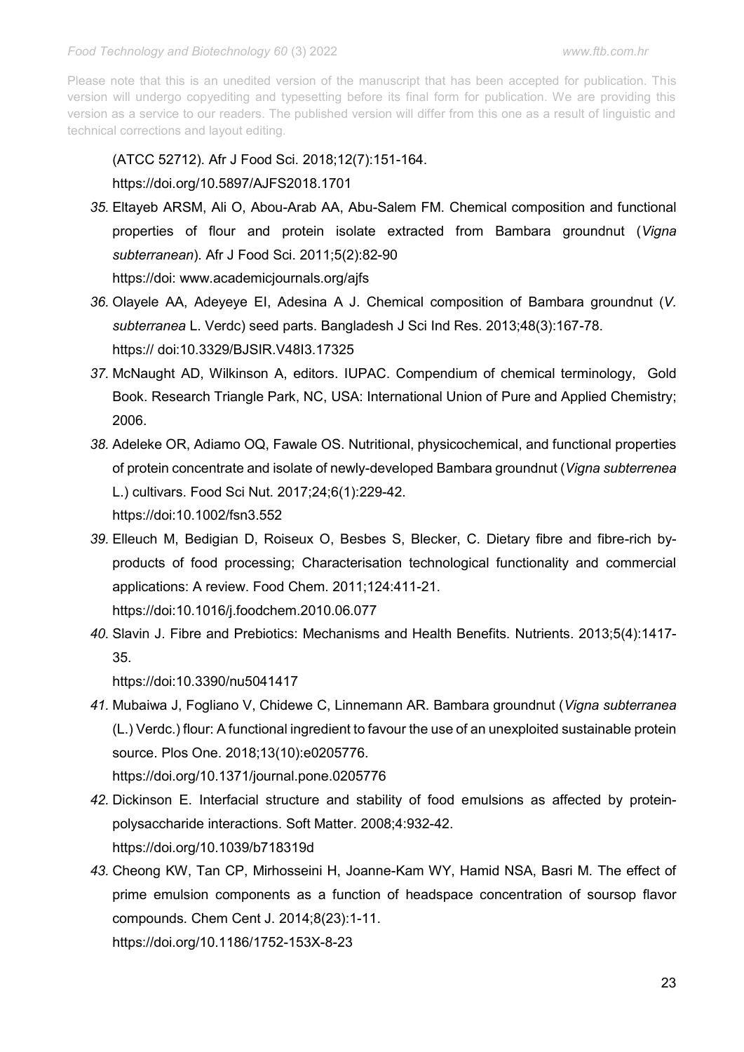(ATCC 52712). Afr J Food Sci. 2018;12(7):151-164.
https://doi.org/10.5897/AJFS2018.1701

*35.* Eltayeb ARSM, Ali O, Abou-Arab AA, Abu-Salem FM. Chemical composition and functional properties of flour and protein isolate extracted from Bambara groundnut (*Vigna subterranean*). Afr J Food Sci. 2011;5(2):82-90
https://doi: www.academicjournals.org/ajfs

*36.* Olayele AA, Adeyeye EI, Adesina A J. Chemical composition of Bambara groundnut (*V. subterranea* L. Verdc) seed parts. Bangladesh J Sci Ind Res. 2013;48(3):167-78.
https:// doi:10.3329/BJSIR.V48I3.17325

*37.* McNaught AD, Wilkinson A, editors. IUPAC. Compendium of chemical terminology, Gold Book. Research Triangle Park, NC, USA: International Union of Pure and Applied Chemistry; 2006.

*38.* Adeleke OR, Adiamo OQ, Fawale OS. Nutritional, physicochemical, and functional properties of protein concentrate and isolate of newly-developed Bambara groundnut (*Vigna subterrenea* L.) cultivars. Food Sci Nut. 2017;24;6(1):229-42.
https://doi:10.1002/fsn3.552

*39.* Elleuch M, Bedigian D, Roiseux O, Besbes S, Blecker, C. Dietary fibre and fibre-rich by-products of food processing; Characterisation technological functionality and commercial applications: A review. Food Chem. 2011;124:411-21.
https://doi:10.1016/j.foodchem.2010.06.077

*40.* Slavin J. Fibre and Prebiotics: Mechanisms and Health Benefits. Nutrients. 2013;5(4):1417-35.
https://doi:10.3390/nu5041417

*41.* Mubaiwa J, Fogliano V, Chidewe C, Linnemann AR. Bambara groundnut (*Vigna subterranea* (L.) Verdc.) flour: A functional ingredient to favour the use of an unexploited sustainable protein source. Plos One. 2018;13(10):e0205776.
https://doi.org/10.1371/journal.pone.0205776

*42.* Dickinson E. Interfacial structure and stability of food emulsions as affected by protein-polysaccharide interactions. Soft Matter. 2008;4:932-42.
https://doi.org/10.1039/b718319d

*43.* Cheong KW, Tan CP, Mirhosseini H, Joanne-Kam WY, Hamid NSA, Basri M. The effect of prime emulsion components as a function of headspace concentration of soursop flavor compounds. Chem Cent J. 2014;8(23):1-11.
https://doi.org/10.1186/1752-153X-8-23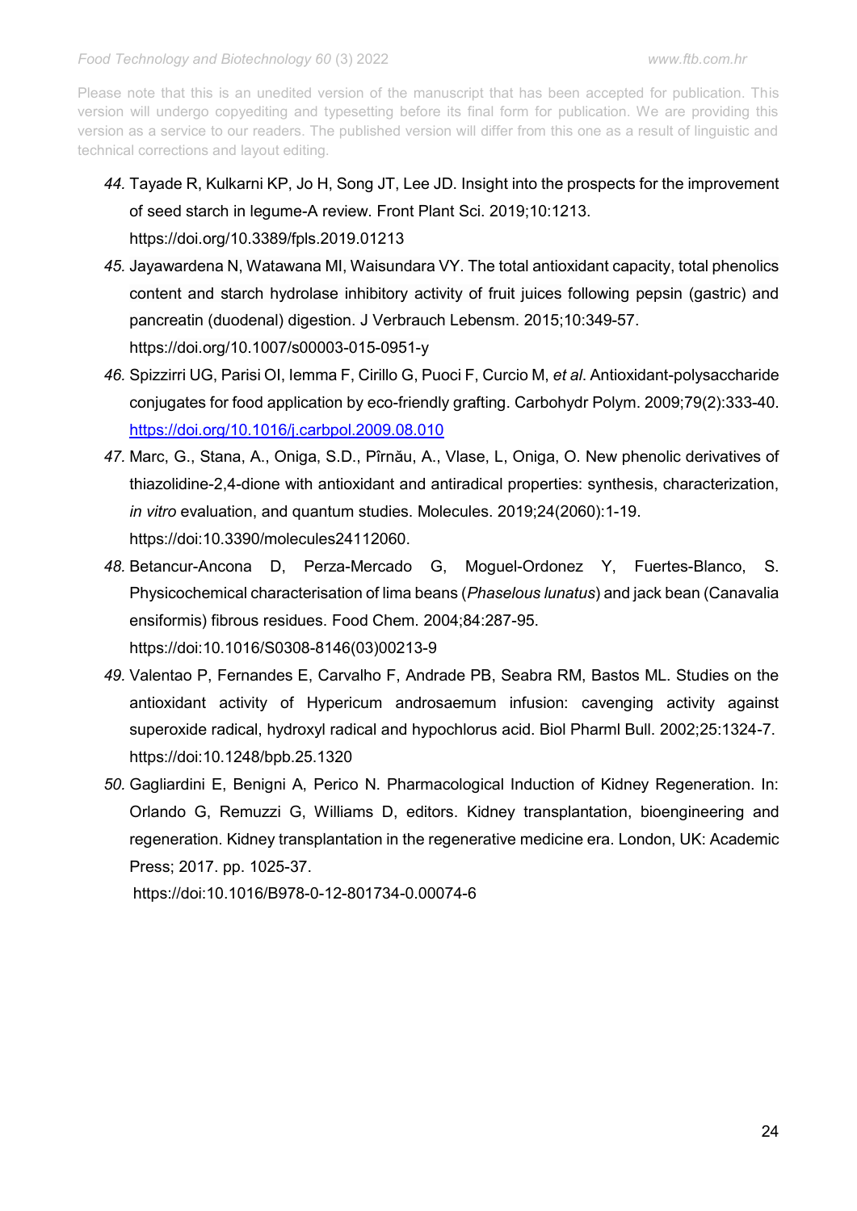44. Tayade R, Kulkarni KP, Jo H, Song JT, Lee JD. Insight into the prospects for the improvement of seed starch in legume-A review. Front Plant Sci. 2019;10:1213. https://doi.org/10.3389/fpls.2019.01213

45. Jayawardena N, Watawana MI, Waisundara VY. The total antioxidant capacity, total phenolics content and starch hydrolase inhibitory activity of fruit juices following pepsin (gastric) and pancreatin (duodenal) digestion. J Verbrauch Lebensm. 2015;10:349-57. https://doi.org/10.1007/s00003-015-0951-y

46. Spizzirri UG, Parisi OI, Iemma F, Cirillo G, Puoci F, Curcio M, *et al*. Antioxidant-polysaccharide conjugates for food application by eco-friendly grafting. Carbohydr Polym. 2009;79(2):333-40. https://doi.org/10.1016/j.carbpol.2009.08.010

47. Marc, G., Stana, A., Oniga, S.D., Pîrnău, A., Vlase, L, Oniga, O. New phenolic derivatives of thiazolidine-2,4-dione with antioxidant and antiradical properties: synthesis, characterization, *in vitro* evaluation, and quantum studies. Molecules. 2019;24(2060):1-19. https://doi:10.3390/molecules24112060.

48. Betancur-Ancona D, Perza-Mercado G, Moguel-Ordonez Y, Fuertes-Blanco, S. Physicochemical characterisation of lima beans (*Phaselous lunatus*) and jack bean (Canavalia ensiformis) fibrous residues. Food Chem. 2004;84:287-95. https://doi:10.1016/S0308-8146(03)00213-9

49. Valentao P, Fernandes E, Carvalho F, Andrade PB, Seabra RM, Bastos ML. Studies on the antioxidant activity of Hypericum androsaemum infusion: cavenging activity against superoxide radical, hydroxyl radical and hypochlorus acid. Biol Pharml Bull. 2002;25:1324-7. https://doi:10.1248/bpb.25.1320

50. Gagliardini E, Benigni A, Perico N. Pharmacological Induction of Kidney Regeneration. In: Orlando G, Remuzzi G, Williams D, editors. Kidney transplantation, bioengineering and regeneration. Kidney transplantation in the regenerative medicine era. London, UK: Academic Press; 2017. pp. 1025-37. https://doi:10.1016/B978-0-12-801734-0.00074-6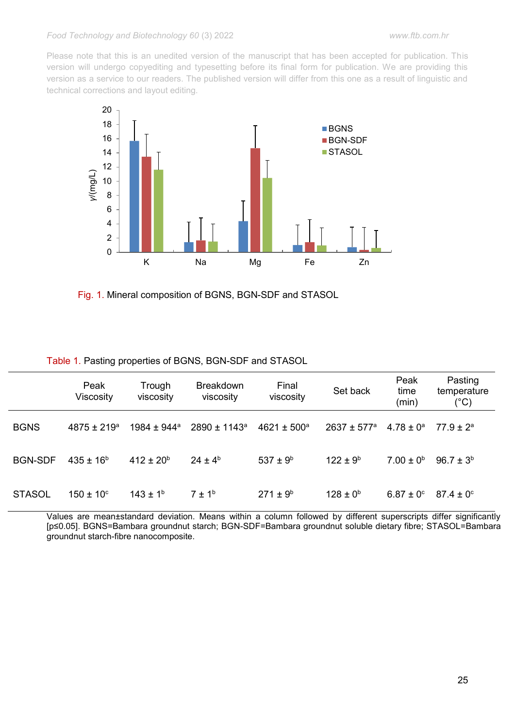Please note that this is an unedited version of the manuscript that has been accepted for publication. This version will undergo copyediting and typesetting before its final form for publication. We are providing this version as a service to our readers. The published version will differ from this one as a result of linguistic and technical corrections and layout editing.

γ/(mg/L)

20
18
16
14
12
10
8
6
4
2
0

K
Na
Mg
Fe
Zn

BGNS
BGN-SDF
STASOL

Fig. 1. Mineral composition of BGNS, BGN-SDF and STASOL

Table 1. Pasting properties of BGNS, BGN-SDF and STASOL

| | Peak Viscosity | Trough viscosity | Breakdown viscosity | Final viscosity | Set back | Peak time (min) | Pasting temperature (°C) |
|---|---|---|---|---|---|---|---|
| BGNS | 4875 ± 219[a] | 1984 ± 944[a] | 2890 ± 1143[a] | 4621 ± 500[a] | 2637 ± 577[a] | 4.78 ± 0[a] | 77.9 ± 2[a] |
| BGN-SDF | 435 ± 16[b] | 412 ± 20[b] | 24 ± 4[b] | 537 ± 9[b] | 122 ± 9[b] | 7.00 ± 0[b] | 96.7 ± 3[b] |
| STASOL | 150 ± 10[c] | 143 ± 1[b] | 7 ± 1[b] | 271 ± 9[b] | 128 ± 0[b] | 6.87 ± 0[c] | 87.4 ± 0[c] |

Values are mean±standard deviation. Means within a column followed by different superscripts differ significantly [p≤0.05]. BGNS=Bambara groundnut starch; BGN-SDF=Bambara groundnut soluble dietary fibre; STASOL=Bambara groundnut starch-fibre nanocomposite.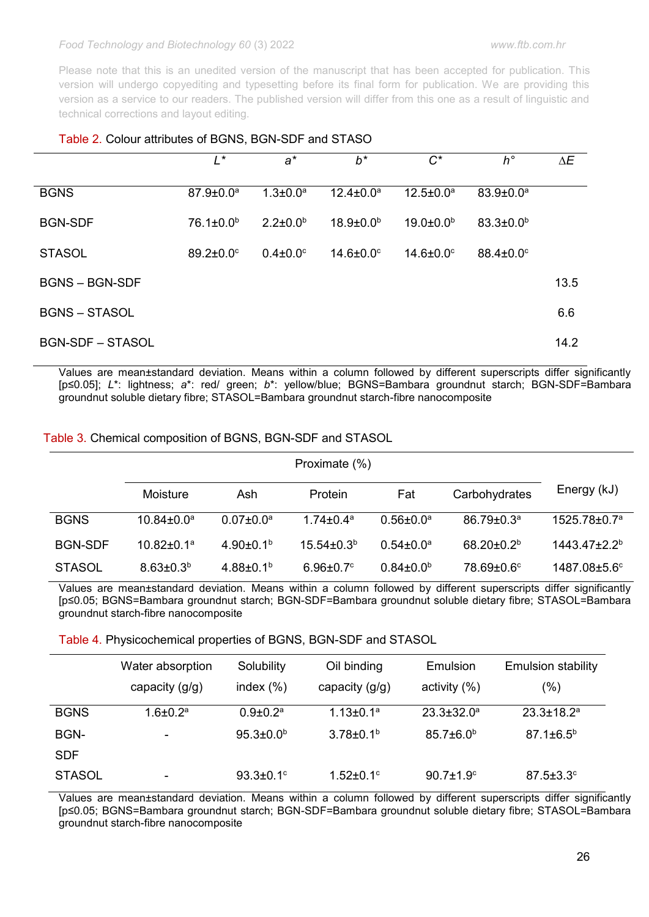Please note that this is an unedited version of the manuscript that has been accepted for publication. This version will undergo copyediting and typesetting before its final form for publication. We are providing this version as a service to our readers. The published version will differ from this one as a result of linguistic and technical corrections and layout editing.

Table 2. Colour attributes of BGNS, BGN-SDF and STASO

| | $L^*$ | $a^*$ | $b^*$ | $C^*$ | $h°$ | $\Delta E$ |
|---|---|---|---|---|---|---|
| BGNS | 87.9±0.0[a] | 1.3±0.0[a] | 12.4±0.0[a] | 12.5±0.0[a] | 83.9±0.0[a] | |
| BGN-SDF | 76.1±0.0[b] | 2.2±0.0[b] | 18.9±0.0[b] | 19.0±0.0[b] | 83.3±0.0[b] | |
| STASOL | 89.2±0.0[c] | 0.4±0.0[c] | 14.6±0.0[c] | 14.6±0.0[c] | 88.4±0.0[c] | |
| BGNS – BGN-SDF | | | | | | 13.5 |
| BGNS – STASOL | | | | | | 6.6 |
| BGN-SDF – STASOL | | | | | | 14.2 |

Values are mean±standard deviation. Means within a column followed by different superscripts differ significantly [p≤0.05]; *L*\*: lightness; *a*\*: red/ green; *b*\*: yellow/blue; BGNS=Bambara groundnut starch; BGN-SDF=Bambara groundnut soluble dietary fibre; STASOL=Bambara groundnut starch-fibre nanocomposite

Table 3. Chemical composition of BGNS, BGN-SDF and STASOL

| | Proximate (%) | | | | | Energy (kJ) |
|---|---|---|---|---|---|---|
| | Moisture | Ash | Protein | Fat | Carbohydrates | |
| BGNS | 10.84±0.0[a] | 0.07±0.0[a] | 1.74±0.4[a] | 0.56±0.0[a] | 86.79±0.3[a] | 1525.78±0.7[a] |
| BGN-SDF | 10.82±0.1[a] | 4.90±0.1[b] | 15.54±0.3[b] | 0.54±0.0[a] | 68.20±0.2[b] | 1443.47±2.2[b] |
| STASOL | 8.63±0.3[b] | 4.88±0.1[b] | 6.96±0.7[c] | 0.84±0.0[b] | 78.69±0.6[c] | 1487.08±5.6[c] |

Values are mean±standard deviation. Means within a column followed by different superscripts differ significantly [p≤0.05; BGNS=Bambara groundnut starch; BGN-SDF=Bambara groundnut soluble dietary fibre; STASOL=Bambara groundnut starch-fibre nanocomposite

Table 4. Physicochemical properties of BGNS, BGN-SDF and STASOL

| | Water absorption capacity (g/g) | Solubility index (%) | Oil binding capacity (g/g) | Emulsion activity (%) | Emulsion stability (%) |
|---|---|---|---|---|---|
| BGNS | 1.6±0.2[a] | 0.9±0.2[a] | 1.13±0.1[a] | 23.3±32.0[a] | 23.3±18.2[a] |
| BGN-SDF | - | 95.3±0.0[b] | 3.78±0.1[b] | 85.7±6.0[b] | 87.1±6.5[b] |
| STASOL | - | 93.3±0.1[c] | 1.52±0.1[c] | 90.7±1.9[c] | 87.5±3.3[c] |

Values are mean±standard deviation. Means within a column followed by different superscripts differ significantly [p≤0.05; BGNS=Bambara groundnut starch; BGN-SDF=Bambara groundnut soluble dietary fibre; STASOL=Bambara groundnut starch-fibre nanocomposite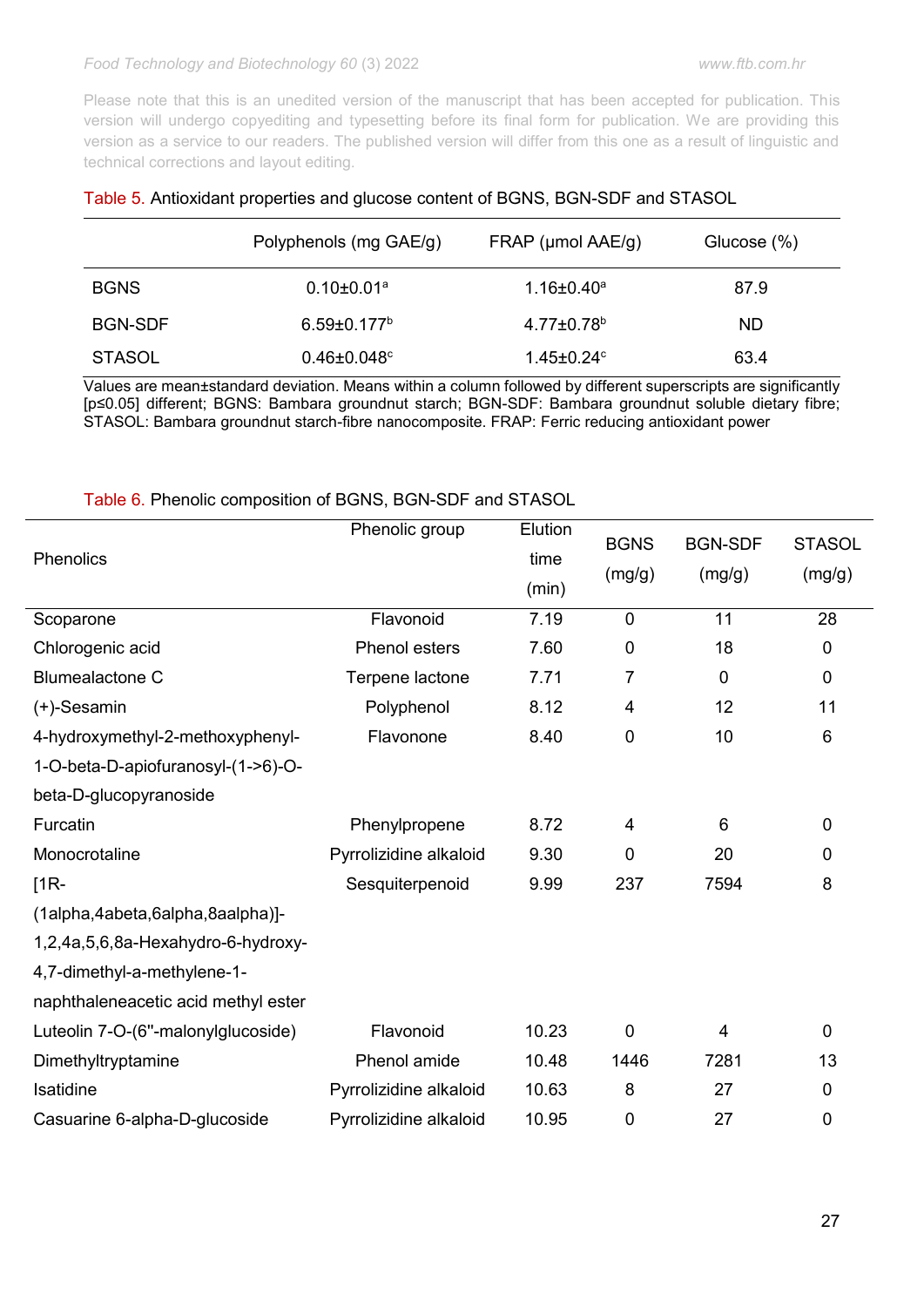Please note that this is an unedited version of the manuscript that has been accepted for publication. This version will undergo copyediting and typesetting before its final form for publication. We are providing this version as a service to our readers. The published version will differ from this one as a result of linguistic and technical corrections and layout editing.

Table 5. Antioxidant properties and glucose content of BGNS, BGN-SDF and STASOL

| | Polyphenols (mg GAE/g) | FRAP (µmol AAE/g) | Glucose (%) |
|---|---|---|---|
| BGNS | 0.10±0.01[a] | 1.16±0.40[a] | 87.9 |
| BGN-SDF | 6.59±0.177[b] | 4.77±0.78[b] | ND |
| STASOL | 0.46±0.048[c] | 1.45±0.24[c] | 63.4 |

Values are mean±standard deviation. Means within a column followed by different superscripts are significantly [p≤0.05] different; BGNS: Bambara groundnut starch; BGN-SDF: Bambara groundnut soluble dietary fibre; STASOL: Bambara groundnut starch-fibre nanocomposite. FRAP: Ferric reducing antioxidant power

Table 6. Phenolic composition of BGNS, BGN-SDF and STASOL

| Phenolics | Phenolic group | Elution time (min) | BGNS (mg/g) | BGN-SDF (mg/g) | STASOL (mg/g) |
|---|---|---|---|---|---|
| Scoparone | Flavonoid | 7.19 | 0 | 11 | 28 |
| Chlorogenic acid | Phenol esters | 7.60 | 0 | 18 | 0 |
| Blumealactone C | Terpene lactone | 7.71 | 7 | 0 | 0 |
| (+)-Sesamin | Polyphenol | 8.12 | 4 | 12 | 11 |
| 4-hydroxymethyl-2-methoxyphenyl-1-O-beta-D-apiofuranosyl-(1->6)-O-beta-D-glucopyranoside | Flavonone | 8.40 | 0 | 10 | 6 |
| Furcatin | Phenylpropene | 8.72 | 4 | 6 | 0 |
| Monocrotaline | Pyrrolizidine alkaloid | 9.30 | 0 | 20 | 0 |
| [1R-(1alpha,4abeta,6alpha,8aalpha)]-1,2,4a,5,6,8a-Hexahydro-6-hydroxy-4,7-dimethyl-a-methylene-1-naphthaleneacetic acid methyl ester | Sesquiterpenoid | 9.99 | 237 | 7594 | 8 |
| Luteolin 7-O-(6''-malonylglucoside) | Flavonoid | 10.23 | 0 | 4 | 0 |
| Dimethyltryptamine | Phenol amide | 10.48 | 1446 | 7281 | 13 |
| Isatidine | Pyrrolizidine alkaloid | 10.63 | 8 | 27 | 0 |
| Casuarine 6-alpha-D-glucoside | Pyrrolizidine alkaloid | 10.95 | 0 | 27 | 0 |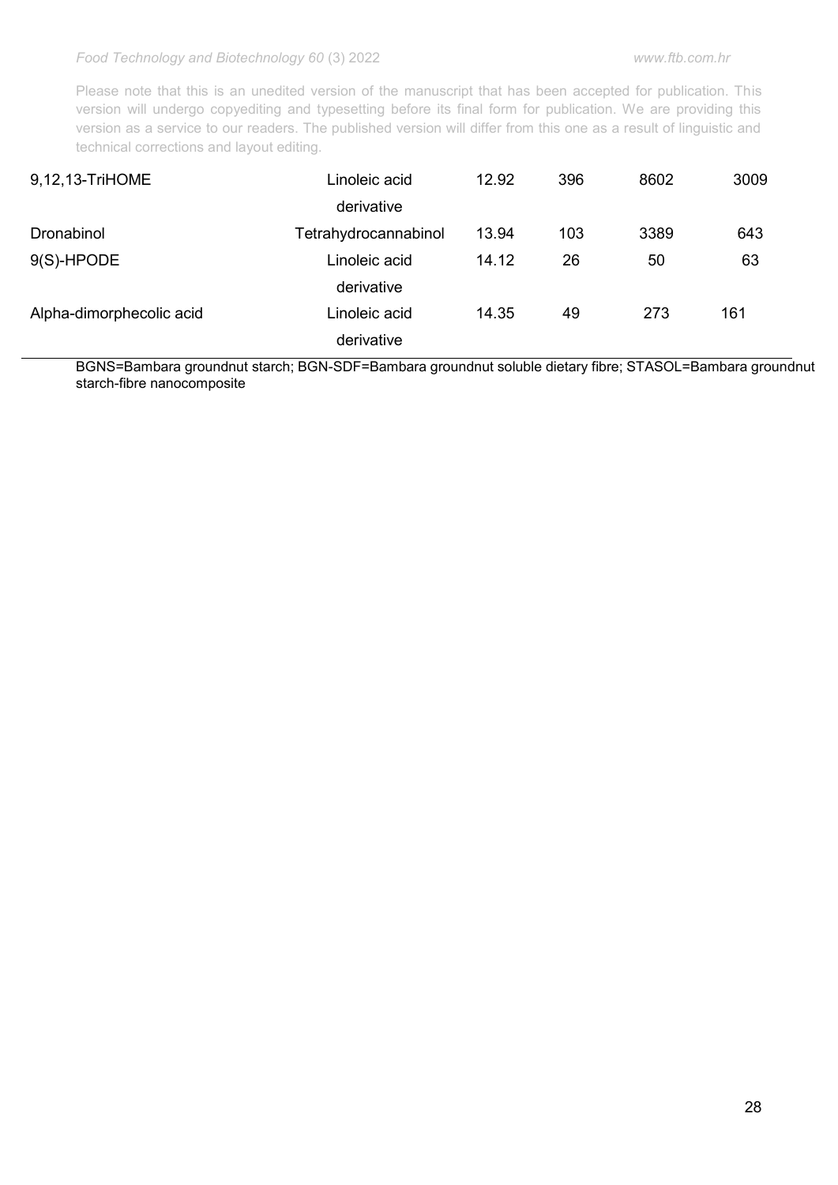| | | | | | |
|---|---|---|---|---|---|
| 9,12,13-TriHOME | Linoleic acid derivative | 12.92 | 396 | 8602 | 3009 |
| Dronabinol | Tetrahydrocannabinol | 13.94 | 103 | 3389 | 643 |
| 9(S)-HPODE | Linoleic acid derivative | 14.12 | 26 | 50 | 63 |
| Alpha-dimorphecolic acid | Linoleic acid derivative | 14.35 | 49 | 273 | 161 |

BGNS=Bambara groundnut starch; BGN-SDF=Bambara groundnut soluble dietary fibre; STASOL=Bambara groundnut starch-fibre nanocomposite